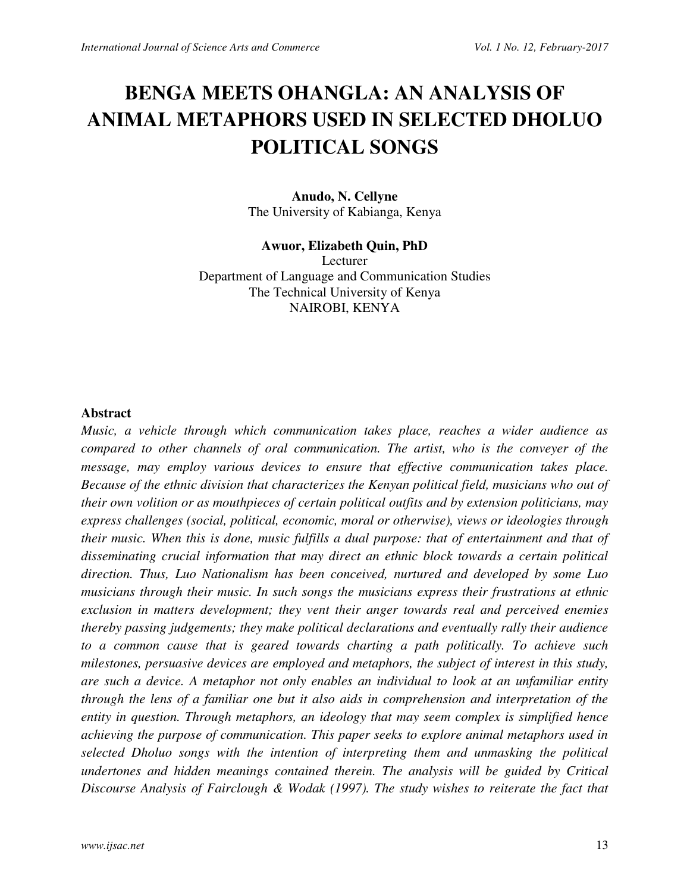# BENGA MEETS OHANGLA: AN ANALYSIS OF ANIMAL METAPHORS USED IN SELECTED DHOLUO POLITICAL SONGS

**Anudo, N. Cellyne**
The University of Kabianga, Kenya

**Awuor, Elizabeth Quin, PhD**
Lecturer
Department of Language and Communication Studies
The Technical University of Kenya
NAIROBI, KENYA

## Abstract

*Music, a vehicle through which communication takes place, reaches a wider audience as compared to other channels of oral communication. The artist, who is the conveyer of the message, may employ various devices to ensure that effective communication takes place. Because of the ethnic division that characterizes the Kenyan political field, musicians who out of their own volition or as mouthpieces of certain political outfits and by extension politicians, may express challenges (social, political, economic, moral or otherwise), views or ideologies through their music. When this is done, music fulfills a dual purpose: that of entertainment and that of disseminating crucial information that may direct an ethnic block towards a certain political direction. Thus, Luo Nationalism has been conceived, nurtured and developed by some Luo musicians through their music. In such songs the musicians express their frustrations at ethnic exclusion in matters development; they vent their anger towards real and perceived enemies thereby passing judgements; they make political declarations and eventually rally their audience to a common cause that is geared towards charting a path politically. To achieve such milestones, persuasive devices are employed and metaphors, the subject of interest in this study, are such a device. A metaphor not only enables an individual to look at an unfamiliar entity through the lens of a familiar one but it also aids in comprehension and interpretation of the entity in question. Through metaphors, an ideology that may seem complex is simplified hence achieving the purpose of communication. This paper seeks to explore animal metaphors used in selected Dholuo songs with the intention of interpreting them and unmasking the political undertones and hidden meanings contained therein. The analysis will be guided by Critical Discourse Analysis of Fairclough & Wodak (1997). The study wishes to reiterate the fact that*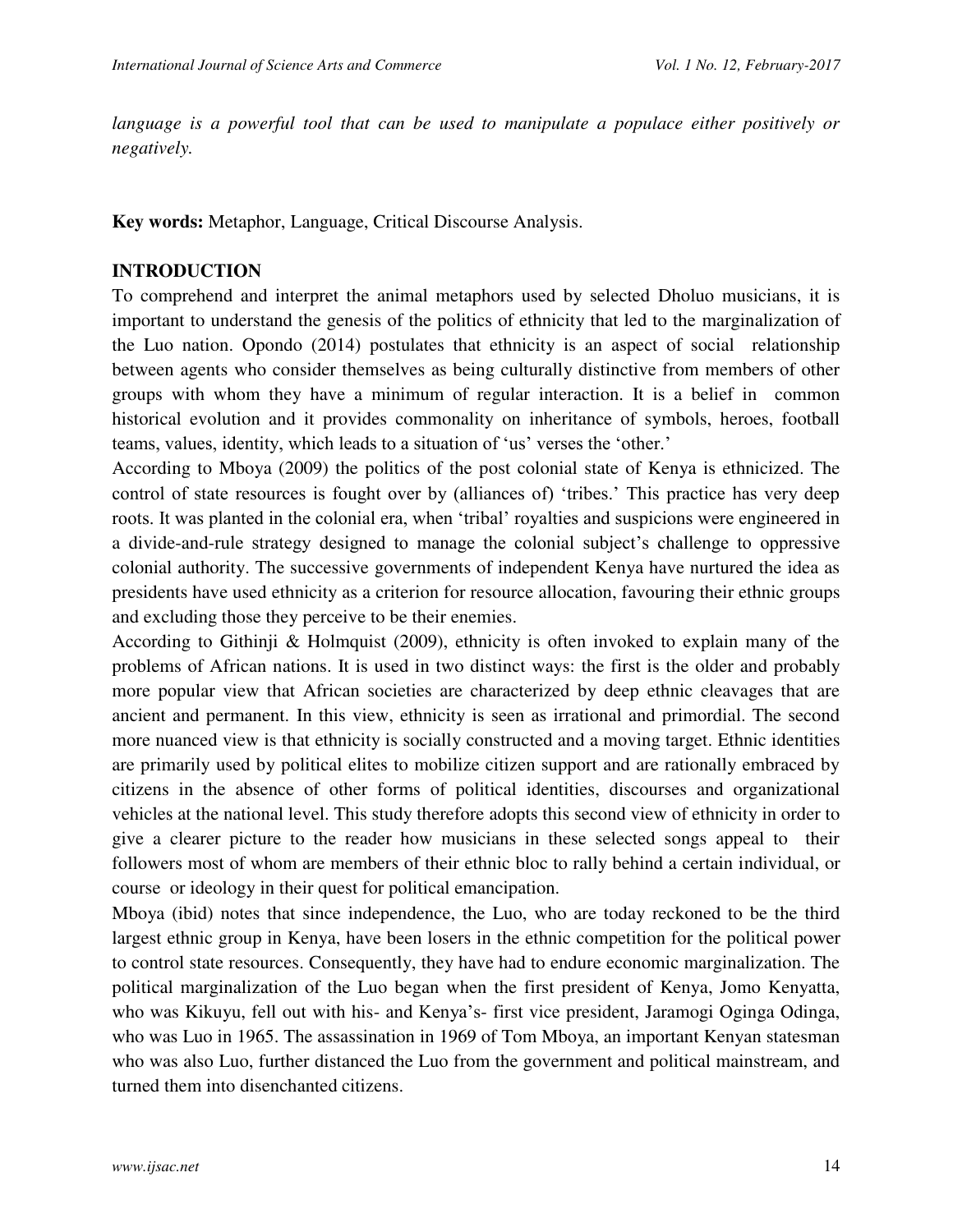*language is a powerful tool that can be used to manipulate a populace either positively or negatively.*

**Key words:** Metaphor, Language, Critical Discourse Analysis.

## INTRODUCTION

To comprehend and interpret the animal metaphors used by selected Dholuo musicians, it is important to understand the genesis of the politics of ethnicity that led to the marginalization of the Luo nation. Opondo (2014) postulates that ethnicity is an aspect of social relationship between agents who consider themselves as being culturally distinctive from members of other groups with whom they have a minimum of regular interaction. It is a belief in common historical evolution and it provides commonality on inheritance of symbols, heroes, football teams, values, identity, which leads to a situation of 'us' verses the 'other.'

According to Mboya (2009) the politics of the post colonial state of Kenya is ethnicized. The control of state resources is fought over by (alliances of) 'tribes.' This practice has very deep roots. It was planted in the colonial era, when 'tribal' royalties and suspicions were engineered in a divide-and-rule strategy designed to manage the colonial subject's challenge to oppressive colonial authority. The successive governments of independent Kenya have nurtured the idea as presidents have used ethnicity as a criterion for resource allocation, favouring their ethnic groups and excluding those they perceive to be their enemies.

According to Githinji & Holmquist (2009), ethnicity is often invoked to explain many of the problems of African nations. It is used in two distinct ways: the first is the older and probably more popular view that African societies are characterized by deep ethnic cleavages that are ancient and permanent. In this view, ethnicity is seen as irrational and primordial. The second more nuanced view is that ethnicity is socially constructed and a moving target. Ethnic identities are primarily used by political elites to mobilize citizen support and are rationally embraced by citizens in the absence of other forms of political identities, discourses and organizational vehicles at the national level. This study therefore adopts this second view of ethnicity in order to give a clearer picture to the reader how musicians in these selected songs appeal to their followers most of whom are members of their ethnic bloc to rally behind a certain individual, or course or ideology in their quest for political emancipation.

Mboya (ibid) notes that since independence, the Luo, who are today reckoned to be the third largest ethnic group in Kenya, have been losers in the ethnic competition for the political power to control state resources. Consequently, they have had to endure economic marginalization. The political marginalization of the Luo began when the first president of Kenya, Jomo Kenyatta, who was Kikuyu, fell out with his- and Kenya's- first vice president, Jaramogi Oginga Odinga, who was Luo in 1965. The assassination in 1969 of Tom Mboya, an important Kenyan statesman who was also Luo, further distanced the Luo from the government and political mainstream, and turned them into disenchanted citizens.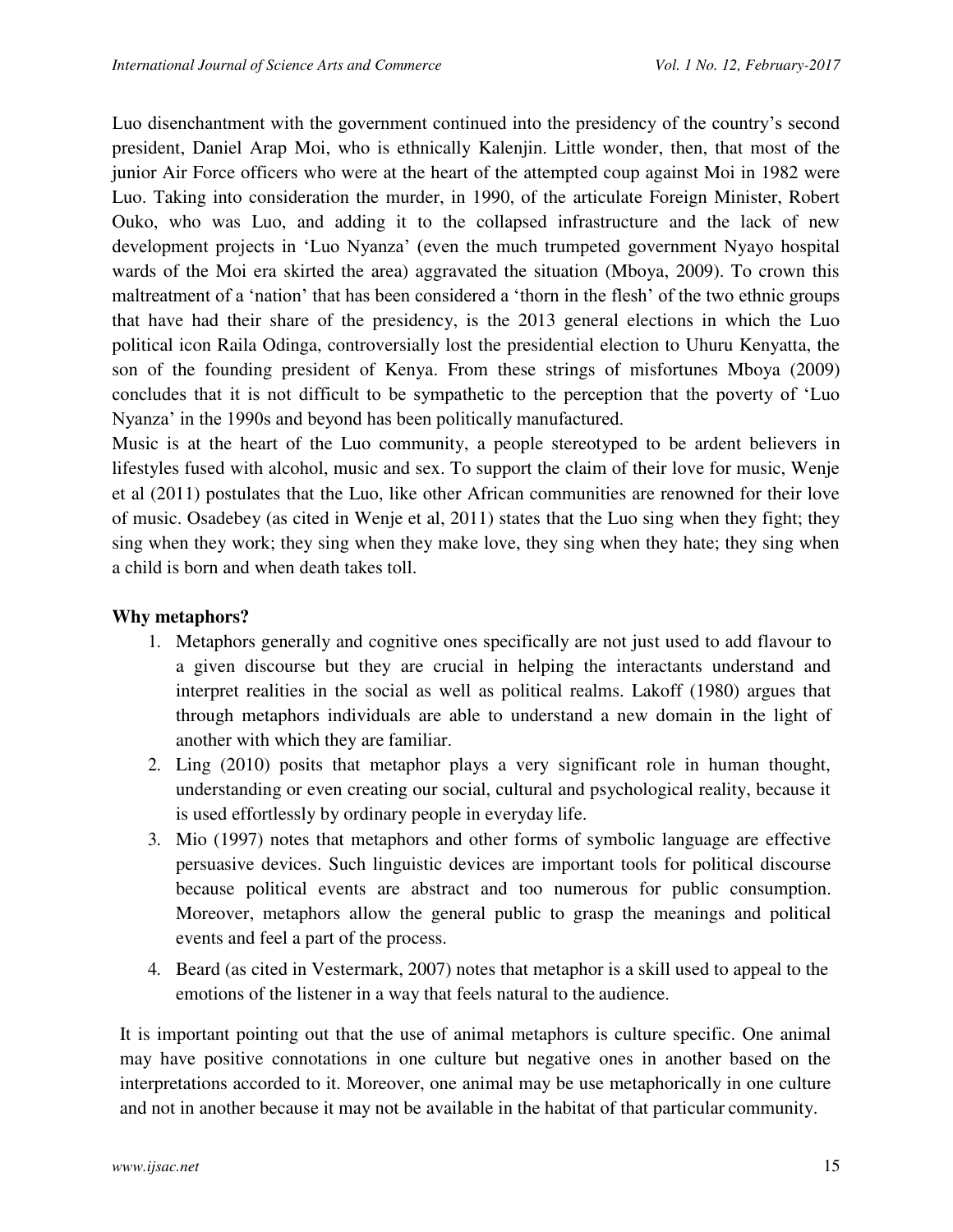Luo disenchantment with the government continued into the presidency of the country's second president, Daniel Arap Moi, who is ethnically Kalenjin. Little wonder, then, that most of the junior Air Force officers who were at the heart of the attempted coup against Moi in 1982 were Luo. Taking into consideration the murder, in 1990, of the articulate Foreign Minister, Robert Ouko, who was Luo, and adding it to the collapsed infrastructure and the lack of new development projects in 'Luo Nyanza' (even the much trumpeted government Nyayo hospital wards of the Moi era skirted the area) aggravated the situation (Mboya, 2009). To crown this maltreatment of a 'nation' that has been considered a 'thorn in the flesh' of the two ethnic groups that have had their share of the presidency, is the 2013 general elections in which the Luo political icon Raila Odinga, controversially lost the presidential election to Uhuru Kenyatta, the son of the founding president of Kenya. From these strings of misfortunes Mboya (2009) concludes that it is not difficult to be sympathetic to the perception that the poverty of 'Luo Nyanza' in the 1990s and beyond has been politically manufactured.

Music is at the heart of the Luo community, a people stereotyped to be ardent believers in lifestyles fused with alcohol, music and sex. To support the claim of their love for music, Wenje et al (2011) postulates that the Luo, like other African communities are renowned for their love of music. Osadebey (as cited in Wenje et al, 2011) states that the Luo sing when they fight; they sing when they work; they sing when they make love, they sing when they hate; they sing when a child is born and when death takes toll.

**Why metaphors?**

1. Metaphors generally and cognitive ones specifically are not just used to add flavour to a given discourse but they are crucial in helping the interactants understand and interpret realities in the social as well as political realms. Lakoff (1980) argues that through metaphors individuals are able to understand a new domain in the light of another with which they are familiar.
2. Ling (2010) posits that metaphor plays a very significant role in human thought, understanding or even creating our social, cultural and psychological reality, because it is used effortlessly by ordinary people in everyday life.
3. Mio (1997) notes that metaphors and other forms of symbolic language are effective persuasive devices. Such linguistic devices are important tools for political discourse because political events are abstract and too numerous for public consumption. Moreover, metaphors allow the general public to grasp the meanings and political events and feel a part of the process.
4. Beard (as cited in Vestermark, 2007) notes that metaphor is a skill used to appeal to the emotions of the listener in a way that feels natural to the audience.

It is important pointing out that the use of animal metaphors is culture specific. One animal may have positive connotations in one culture but negative ones in another based on the interpretations accorded to it. Moreover, one animal may be use metaphorically in one culture and not in another because it may not be available in the habitat of that particular community.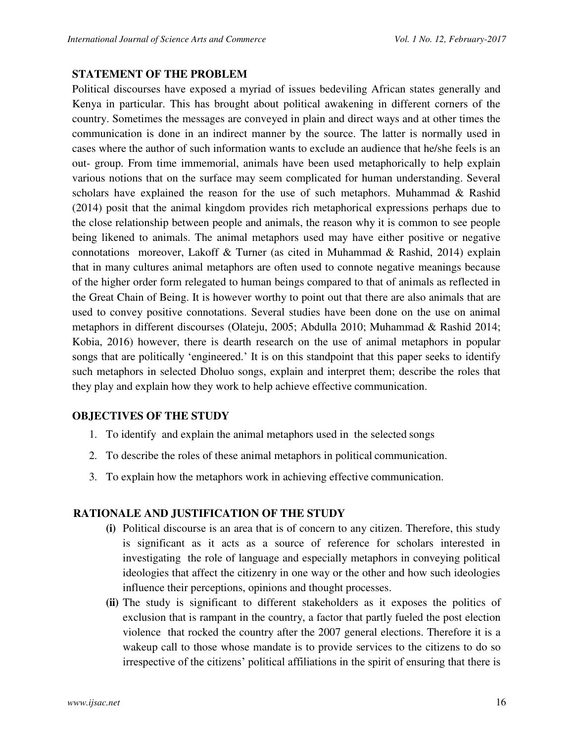## STATEMENT OF THE PROBLEM

Political discourses have exposed a myriad of issues bedeviling African states generally and Kenya in particular. This has brought about political awakening in different corners of the country. Sometimes the messages are conveyed in plain and direct ways and at other times the communication is done in an indirect manner by the source. The latter is normally used in cases where the author of such information wants to exclude an audience that he/she feels is an out- group. From time immemorial, animals have been used metaphorically to help explain various notions that on the surface may seem complicated for human understanding. Several scholars have explained the reason for the use of such metaphors. Muhammad & Rashid (2014) posit that the animal kingdom provides rich metaphorical expressions perhaps due to the close relationship between people and animals, the reason why it is common to see people being likened to animals. The animal metaphors used may have either positive or negative connotations moreover, Lakoff & Turner (as cited in Muhammad & Rashid, 2014) explain that in many cultures animal metaphors are often used to connote negative meanings because of the higher order form relegated to human beings compared to that of animals as reflected in the Great Chain of Being. It is however worthy to point out that there are also animals that are used to convey positive connotations. Several studies have been done on the use on animal metaphors in different discourses (Olateju, 2005; Abdulla 2010; Muhammad & Rashid 2014; Kobia, 2016) however, there is dearth research on the use of animal metaphors in popular songs that are politically 'engineered.' It is on this standpoint that this paper seeks to identify such metaphors in selected Dholuo songs, explain and interpret them; describe the roles that they play and explain how they work to help achieve effective communication.

## OBJECTIVES OF THE STUDY

1. To identify and explain the animal metaphors used in the selected songs
2. To describe the roles of these animal metaphors in political communication.
3. To explain how the metaphors work in achieving effective communication.

## RATIONALE AND JUSTIFICATION OF THE STUDY

**(i)** Political discourse is an area that is of concern to any citizen. Therefore, this study is significant as it acts as a source of reference for scholars interested in investigating the role of language and especially metaphors in conveying political ideologies that affect the citizenry in one way or the other and how such ideologies influence their perceptions, opinions and thought processes.

**(ii)** The study is significant to different stakeholders as it exposes the politics of exclusion that is rampant in the country, a factor that partly fueled the post election violence that rocked the country after the 2007 general elections. Therefore it is a wakeup call to those whose mandate is to provide services to the citizens to do so irrespective of the citizens' political affiliations in the spirit of ensuring that there is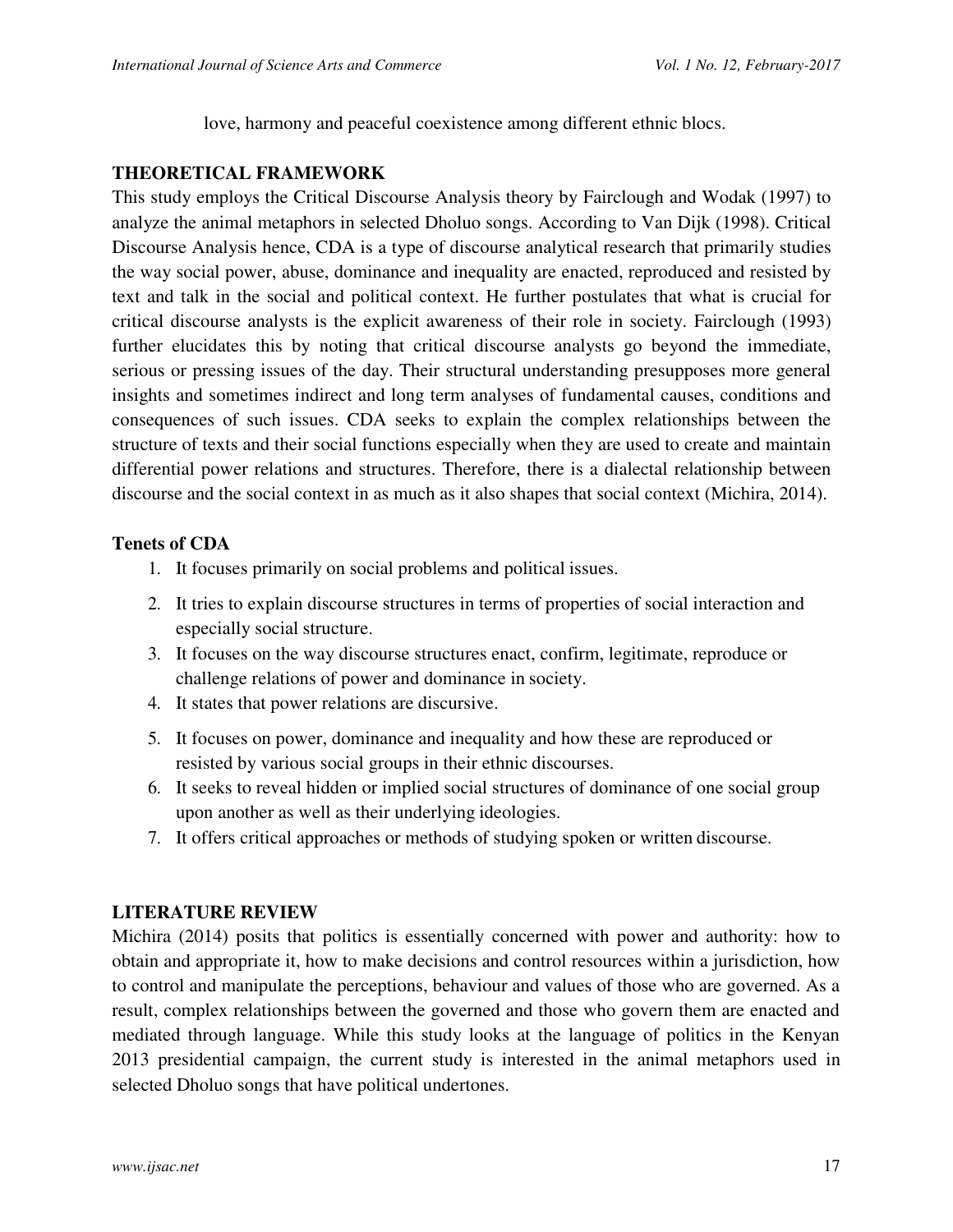love, harmony and peaceful coexistence among different ethnic blocs.

## THEORETICAL FRAMEWORK

This study employs the Critical Discourse Analysis theory by Fairclough and Wodak (1997) to analyze the animal metaphors in selected Dholuo songs. According to Van Dijk (1998). Critical Discourse Analysis hence, CDA is a type of discourse analytical research that primarily studies the way social power, abuse, dominance and inequality are enacted, reproduced and resisted by text and talk in the social and political context. He further postulates that what is crucial for critical discourse analysts is the explicit awareness of their role in society. Fairclough (1993) further elucidates this by noting that critical discourse analysts go beyond the immediate, serious or pressing issues of the day. Their structural understanding presupposes more general insights and sometimes indirect and long term analyses of fundamental causes, conditions and consequences of such issues. CDA seeks to explain the complex relationships between the structure of texts and their social functions especially when they are used to create and maintain differential power relations and structures. Therefore, there is a dialectal relationship between discourse and the social context in as much as it also shapes that social context (Michira, 2014).

### Tenets of CDA

1. It focuses primarily on social problems and political issues.
2. It tries to explain discourse structures in terms of properties of social interaction and especially social structure.
3. It focuses on the way discourse structures enact, confirm, legitimate, reproduce or challenge relations of power and dominance in society.
4. It states that power relations are discursive.
5. It focuses on power, dominance and inequality and how these are reproduced or resisted by various social groups in their ethnic discourses.
6. It seeks to reveal hidden or implied social structures of dominance of one social group upon another as well as their underlying ideologies.
7. It offers critical approaches or methods of studying spoken or written discourse.

## LITERATURE REVIEW

Michira (2014) posits that politics is essentially concerned with power and authority: how to obtain and appropriate it, how to make decisions and control resources within a jurisdiction, how to control and manipulate the perceptions, behaviour and values of those who are governed. As a result, complex relationships between the governed and those who govern them are enacted and mediated through language. While this study looks at the language of politics in the Kenyan 2013 presidential campaign, the current study is interested in the animal metaphors used in selected Dholuo songs that have political undertones.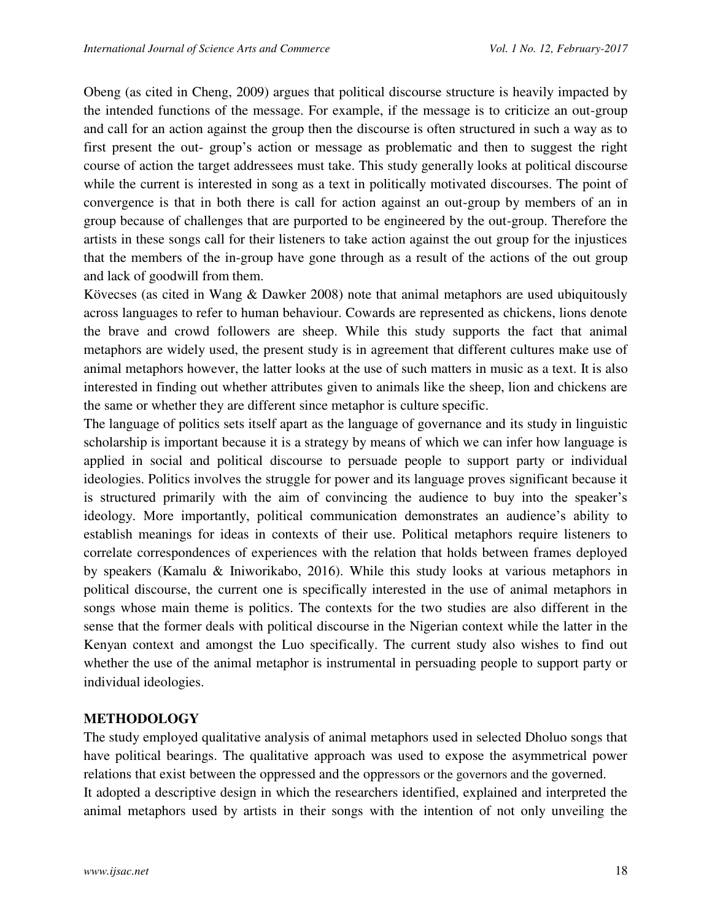Obeng (as cited in Cheng, 2009) argues that political discourse structure is heavily impacted by the intended functions of the message. For example, if the message is to criticize an out-group and call for an action against the group then the discourse is often structured in such a way as to first present the out- group's action or message as problematic and then to suggest the right course of action the target addressees must take. This study generally looks at political discourse while the current is interested in song as a text in politically motivated discourses. The point of convergence is that in both there is call for action against an out-group by members of an in group because of challenges that are purported to be engineered by the out-group. Therefore the artists in these songs call for their listeners to take action against the out group for the injustices that the members of the in-group have gone through as a result of the actions of the out group and lack of goodwill from them.

Kövecses (as cited in Wang & Dawker 2008) note that animal metaphors are used ubiquitously across languages to refer to human behaviour. Cowards are represented as chickens, lions denote the brave and crowd followers are sheep. While this study supports the fact that animal metaphors are widely used, the present study is in agreement that different cultures make use of animal metaphors however, the latter looks at the use of such matters in music as a text. It is also interested in finding out whether attributes given to animals like the sheep, lion and chickens are the same or whether they are different since metaphor is culture specific.

The language of politics sets itself apart as the language of governance and its study in linguistic scholarship is important because it is a strategy by means of which we can infer how language is applied in social and political discourse to persuade people to support party or individual ideologies. Politics involves the struggle for power and its language proves significant because it is structured primarily with the aim of convincing the audience to buy into the speaker's ideology. More importantly, political communication demonstrates an audience's ability to establish meanings for ideas in contexts of their use. Political metaphors require listeners to correlate correspondences of experiences with the relation that holds between frames deployed by speakers (Kamalu & Iniworikabo, 2016). While this study looks at various metaphors in political discourse, the current one is specifically interested in the use of animal metaphors in songs whose main theme is politics. The contexts for the two studies are also different in the sense that the former deals with political discourse in the Nigerian context while the latter in the Kenyan context and amongst the Luo specifically. The current study also wishes to find out whether the use of the animal metaphor is instrumental in persuading people to support party or individual ideologies.

## METHODOLOGY

The study employed qualitative analysis of animal metaphors used in selected Dholuo songs that have political bearings. The qualitative approach was used to expose the asymmetrical power relations that exist between the oppressed and the oppressors or the governors and the governed.

It adopted a descriptive design in which the researchers identified, explained and interpreted the animal metaphors used by artists in their songs with the intention of not only unveiling the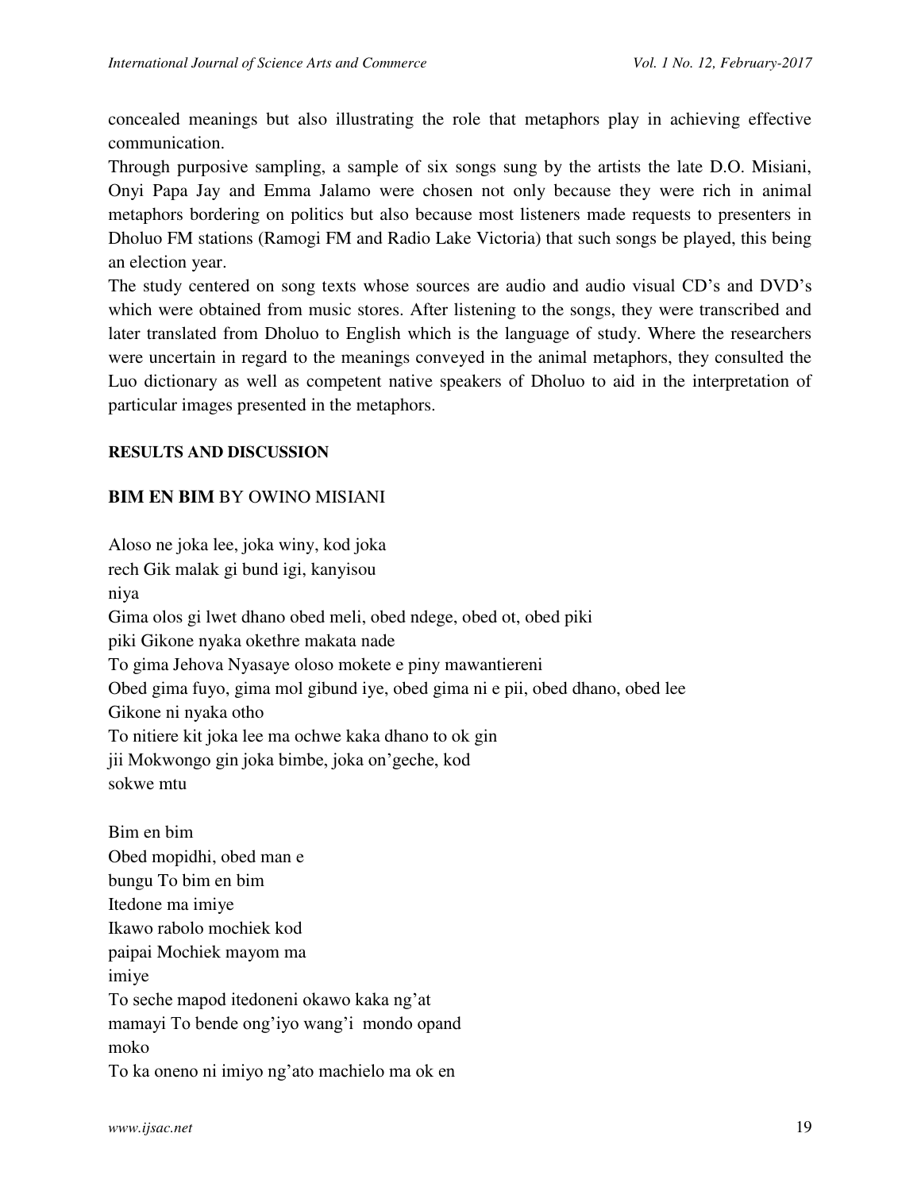concealed meanings but also illustrating the role that metaphors play in achieving effective communication.

Through purposive sampling, a sample of six songs sung by the artists the late D.O. Misiani, Onyi Papa Jay and Emma Jalamo were chosen not only because they were rich in animal metaphors bordering on politics but also because most listeners made requests to presenters in Dholuo FM stations (Ramogi FM and Radio Lake Victoria) that such songs be played, this being an election year.

The study centered on song texts whose sources are audio and audio visual CD's and DVD's which were obtained from music stores. After listening to the songs, they were transcribed and later translated from Dholuo to English which is the language of study. Where the researchers were uncertain in regard to the meanings conveyed in the animal metaphors, they consulted the Luo dictionary as well as competent native speakers of Dholuo to aid in the interpretation of particular images presented in the metaphors.

## RESULTS AND DISCUSSION

### **BIM EN BIM** BY OWINO MISIANI

Aloso ne joka lee, joka winy, kod joka
rech Gik malak gi bund igi, kanyisou
niya
Gima olos gi lwet dhano obed meli, obed ndege, obed ot, obed piki
piki Gikone nyaka okethre makata nade
To gima Jehova Nyasaye oloso mokete e piny mawantiereni
Obed gima fuyo, gima mol gibund iye, obed gima ni e pii, obed dhano, obed lee
Gikone ni nyaka otho
To nitiere kit joka lee ma ochwe kaka dhano to ok gin
jii Mokwongo gin joka bimbe, joka on'geche, kod
sokwe mtu

Bim en bim
Obed mopidhi, obed man e
bungu To bim en bim
Itedone ma imiye
Ikawo rabolo mochiek kod
paipai Mochiek mayom ma
imiye
To seche mapod itedoneni okawo kaka ng'at
mamayi To bende ong'iyo wang'i mondo opand
moko
To ka oneno ni imiyo ng'ato machielo ma ok en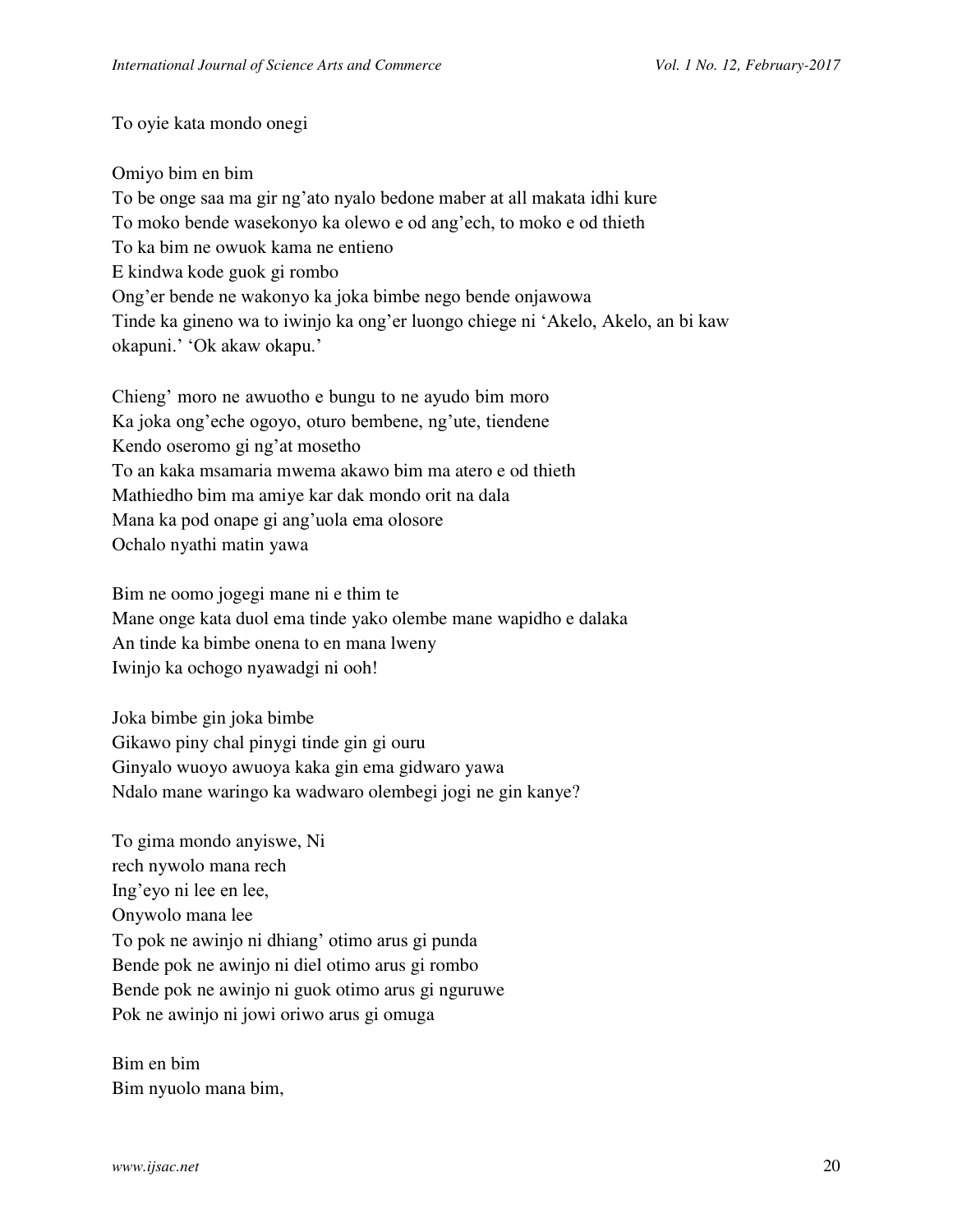To oyie kata mondo onegi

Omiyo bim en bim
To be onge saa ma gir ng'ato nyalo bedone maber at all makata idhi kure
To moko bende wasekonyo ka olewo e od ang'ech, to moko e od thieth
To ka bim ne owuok kama ne entieno
E kindwa kode guok gi rombo
Ong'er bende ne wakonyo ka joka bimbe nego bende onjawowa
Tinde ka gineno wa to iwinjo ka ong'er luongo chiege ni 'Akelo, Akelo, an bi kaw okapuni.' 'Ok akaw okapu.'

Chieng' moro ne awuotho e bungu to ne ayudo bim moro
Ka joka ong'eche ogoyo, oturo bembene, ng'ute, tiendene
Kendo oseromo gi ng'at mosetho
To an kaka msamaria mwema akawo bim ma atero e od thieth
Mathiedho bim ma amiye kar dak mondo orit na dala
Mana ka pod onape gi ang'uola ema olosore
Ochalo nyathi matin yawa

Bim ne oomo jogegi mane ni e thim te
Mane onge kata duol ema tinde yako olembe mane wapidho e dalaka
An tinde ka bimbe onena to en mana lweny
Iwinjo ka ochogo nyawadgi ni ooh!

Joka bimbe gin joka bimbe
Gikawo piny chal pinygi tinde gin gi ouru
Ginyalo wuoyo awuoya kaka gin ema gidwaro yawa
Ndalo mane waringo ka wadwaro olembegi jogi ne gin kanye?

To gima mondo anyiswe, Ni
rech nywolo mana rech
Ing'eyo ni lee en lee,
Onywolo mana lee
To pok ne awinjo ni dhiang' otimo arus gi punda
Bende pok ne awinjo ni diel otimo arus gi rombo
Bende pok ne awinjo ni guok otimo arus gi nguruwe
Pok ne awinjo ni jowi oriwo arus gi omuga

Bim en bim
Bim nyuolo mana bim,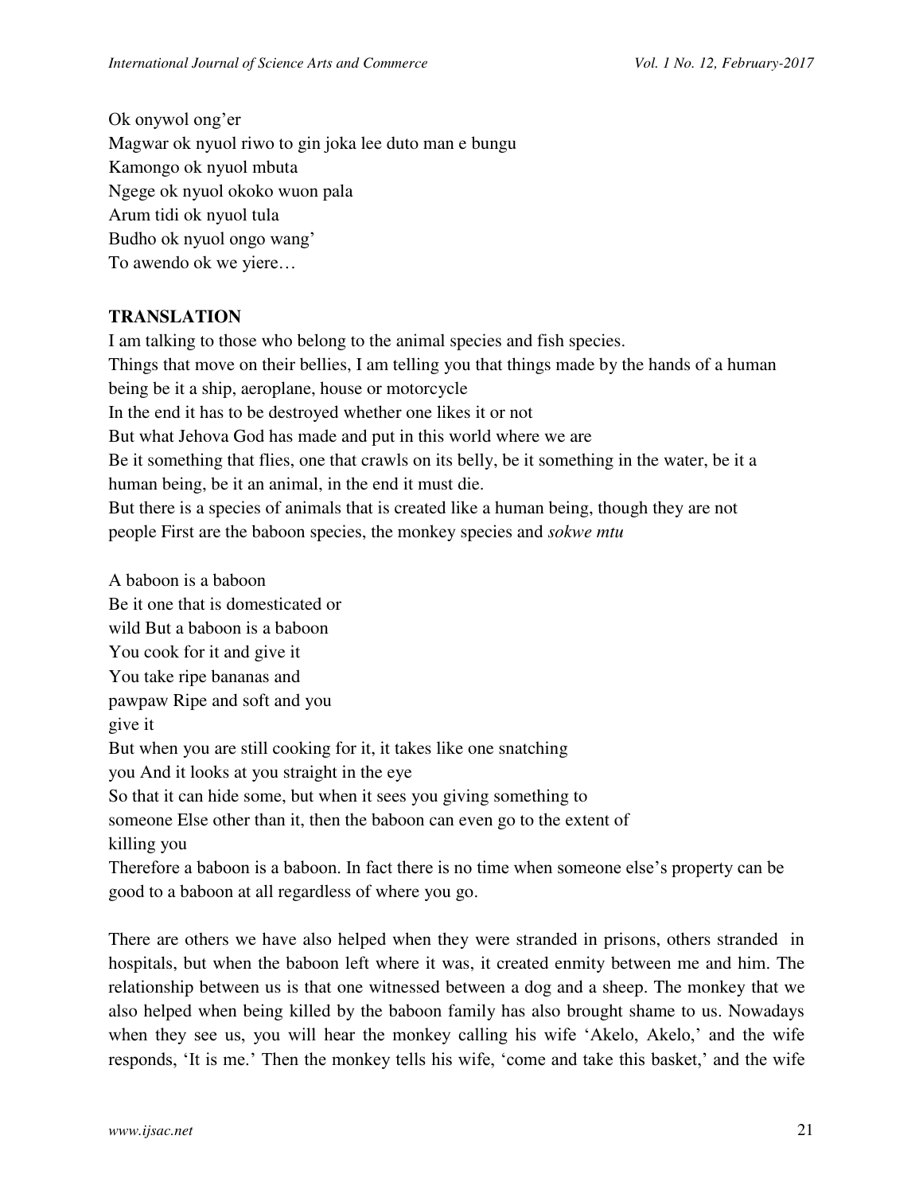Ok onywol ong'er
Magwar ok nyuol riwo to gin joka lee duto man e bungu
Kamongo ok nyuol mbuta
Ngege ok nyuol okoko wuon pala
Arum tidi ok nyuol tula
Budho ok nyuol ongo wang'
To awendo ok we yiere…

**TRANSLATION**

I am talking to those who belong to the animal species and fish species.
Things that move on their bellies, I am telling you that things made by the hands of a human being be it a ship, aeroplane, house or motorcycle
In the end it has to be destroyed whether one likes it or not
But what Jehova God has made and put in this world where we are
Be it something that flies, one that crawls on its belly, be it something in the water, be it a human being, be it an animal, in the end it must die.
But there is a species of animals that is created like a human being, though they are not people First are the baboon species, the monkey species and *sokwe mtu*

A baboon is a baboon
Be it one that is domesticated or
wild But a baboon is a baboon
You cook for it and give it
You take ripe bananas and
pawpaw Ripe and soft and you
give it
But when you are still cooking for it, it takes like one snatching
you And it looks at you straight in the eye
So that it can hide some, but when it sees you giving something to
someone Else other than it, then the baboon can even go to the extent of
killing you
Therefore a baboon is a baboon. In fact there is no time when someone else's property can be good to a baboon at all regardless of where you go.

There are others we have also helped when they were stranded in prisons, others stranded in hospitals, but when the baboon left where it was, it created enmity between me and him. The relationship between us is that one witnessed between a dog and a sheep. The monkey that we also helped when being killed by the baboon family has also brought shame to us. Nowadays when they see us, you will hear the monkey calling his wife 'Akelo, Akelo,' and the wife responds, 'It is me.' Then the monkey tells his wife, 'come and take this basket,' and the wife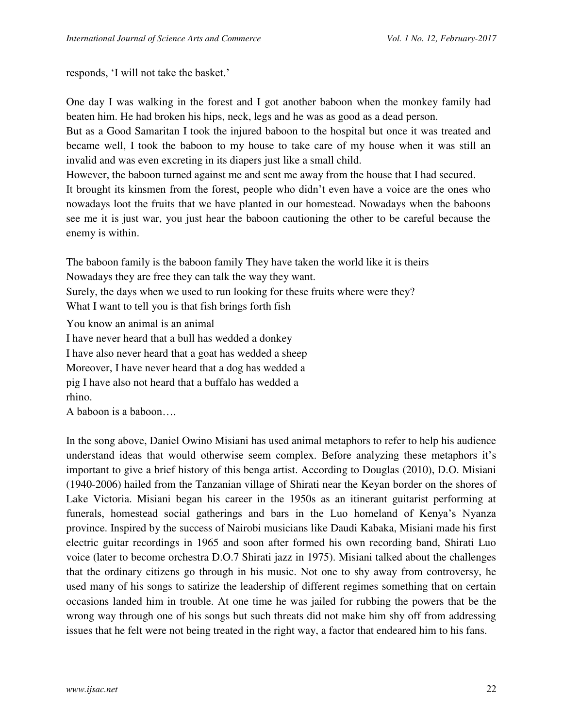responds, 'I will not take the basket.'

One day I was walking in the forest and I got another baboon when the monkey family had beaten him. He had broken his hips, neck, legs and he was as good as a dead person.

But as a Good Samaritan I took the injured baboon to the hospital but once it was treated and became well, I took the baboon to my house to take care of my house when it was still an invalid and was even excreting in its diapers just like a small child.

However, the baboon turned against me and sent me away from the house that I had secured.

It brought its kinsmen from the forest, people who didn't even have a voice are the ones who nowadays loot the fruits that we have planted in our homestead. Nowadays when the baboons see me it is just war, you just hear the baboon cautioning the other to be careful because the enemy is within.

The baboon family is the baboon family They have taken the world like it is theirs
Nowadays they are free they can talk the way they want.
Surely, the days when we used to run looking for these fruits where were they?
What I want to tell you is that fish brings forth fish

You know an animal is an animal
I have never heard that a bull has wedded a donkey
I have also never heard that a goat has wedded a sheep
Moreover, I have never heard that a dog has wedded a
pig I have also not heard that a buffalo has wedded a
rhino.
A baboon is a baboon….

In the song above, Daniel Owino Misiani has used animal metaphors to refer to help his audience understand ideas that would otherwise seem complex. Before analyzing these metaphors it's important to give a brief history of this benga artist. According to Douglas (2010), D.O. Misiani (1940-2006) hailed from the Tanzanian village of Shirati near the Keyan border on the shores of Lake Victoria. Misiani began his career in the 1950s as an itinerant guitarist performing at funerals, homestead social gatherings and bars in the Luo homeland of Kenya's Nyanza province. Inspired by the success of Nairobi musicians like Daudi Kabaka, Misiani made his first electric guitar recordings in 1965 and soon after formed his own recording band, Shirati Luo voice (later to become orchestra D.O.7 Shirati jazz in 1975). Misiani talked about the challenges that the ordinary citizens go through in his music. Not one to shy away from controversy, he used many of his songs to satirize the leadership of different regimes something that on certain occasions landed him in trouble. At one time he was jailed for rubbing the powers that be the wrong way through one of his songs but such threats did not make him shy off from addressing issues that he felt were not being treated in the right way, a factor that endeared him to his fans.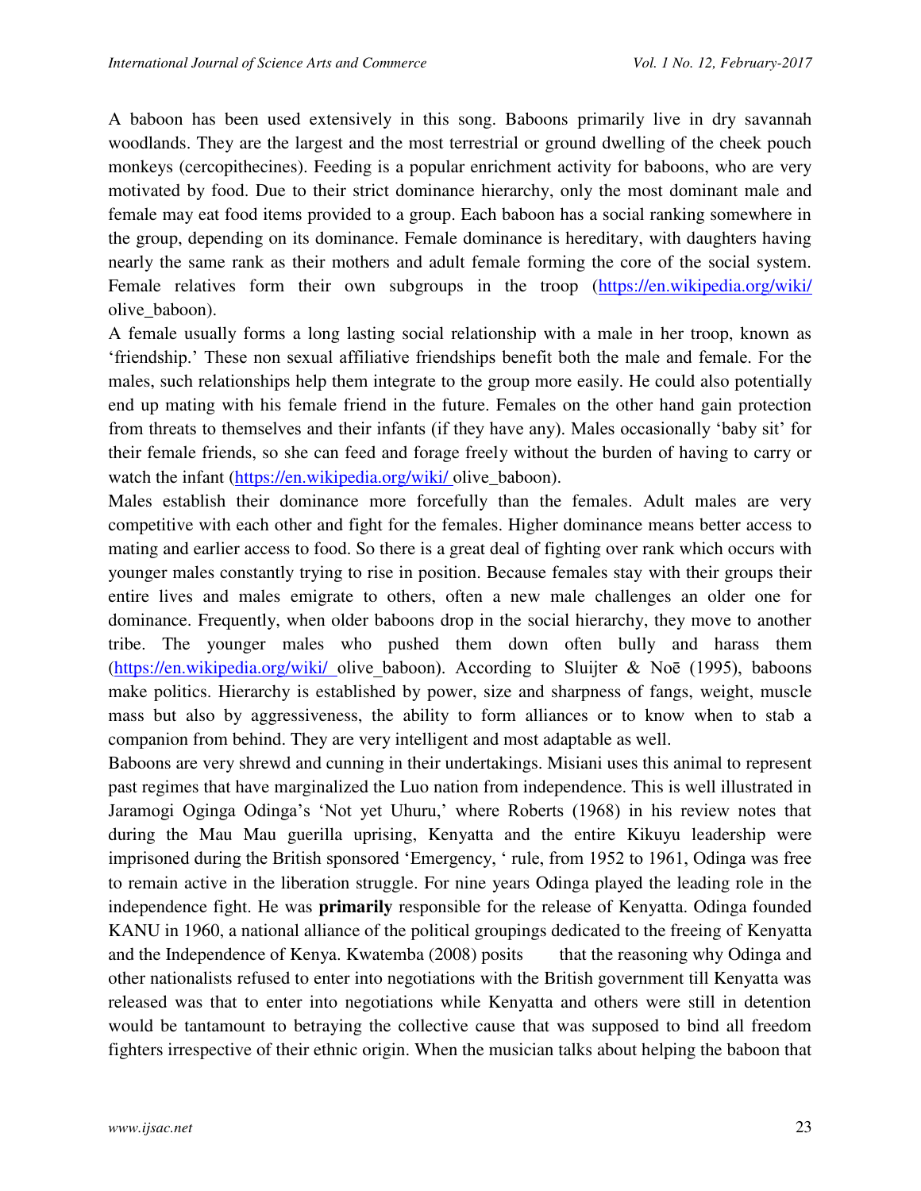A baboon has been used extensively in this song. Baboons primarily live in dry savannah woodlands. They are the largest and the most terrestrial or ground dwelling of the cheek pouch monkeys (cercopithecines). Feeding is a popular enrichment activity for baboons, who are very motivated by food. Due to their strict dominance hierarchy, only the most dominant male and female may eat food items provided to a group. Each baboon has a social ranking somewhere in the group, depending on its dominance. Female dominance is hereditary, with daughters having nearly the same rank as their mothers and adult female forming the core of the social system. Female relatives form their own subgroups in the troop (https://en.wikipedia.org/wiki/ olive_baboon).

A female usually forms a long lasting social relationship with a male in her troop, known as 'friendship.' These non sexual affiliative friendships benefit both the male and female. For the males, such relationships help them integrate to the group more easily. He could also potentially end up mating with his female friend in the future. Females on the other hand gain protection from threats to themselves and their infants (if they have any). Males occasionally 'baby sit' for their female friends, so she can feed and forage freely without the burden of having to carry or watch the infant (https://en.wikipedia.org/wiki/ olive_baboon).

Males establish their dominance more forcefully than the females. Adult males are very competitive with each other and fight for the females. Higher dominance means better access to mating and earlier access to food. So there is a great deal of fighting over rank which occurs with younger males constantly trying to rise in position. Because females stay with their groups their entire lives and males emigrate to others, often a new male challenges an older one for dominance. Frequently, when older baboons drop in the social hierarchy, they move to another tribe. The younger males who pushed them down often bully and harass them (https://en.wikipedia.org/wiki/ olive_baboon). According to Sluijter & Noē (1995), baboons make politics. Hierarchy is established by power, size and sharpness of fangs, weight, muscle mass but also by aggressiveness, the ability to form alliances or to know when to stab a companion from behind. They are very intelligent and most adaptable as well.

Baboons are very shrewd and cunning in their undertakings. Misiani uses this animal to represent past regimes that have marginalized the Luo nation from independence. This is well illustrated in Jaramogi Oginga Odinga's 'Not yet Uhuru,' where Roberts (1968) in his review notes that during the Mau Mau guerilla uprising, Kenyatta and the entire Kikuyu leadership were imprisoned during the British sponsored 'Emergency, ' rule, from 1952 to 1961, Odinga was free to remain active in the liberation struggle. For nine years Odinga played the leading role in the independence fight. He was **primarily** responsible for the release of Kenyatta. Odinga founded KANU in 1960, a national alliance of the political groupings dedicated to the freeing of Kenyatta and the Independence of Kenya. Kwatemba (2008) posits that the reasoning why Odinga and other nationalists refused to enter into negotiations with the British government till Kenyatta was released was that to enter into negotiations while Kenyatta and others were still in detention would be tantamount to betraying the collective cause that was supposed to bind all freedom fighters irrespective of their ethnic origin. When the musician talks about helping the baboon that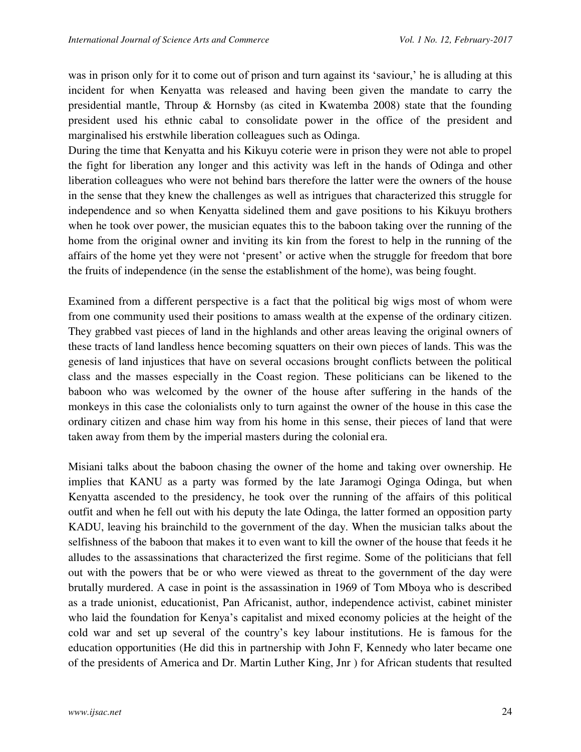was in prison only for it to come out of prison and turn against its 'saviour,' he is alluding at this incident for when Kenyatta was released and having been given the mandate to carry the presidential mantle, Throup & Hornsby (as cited in Kwatemba 2008) state that the founding president used his ethnic cabal to consolidate power in the office of the president and marginalised his erstwhile liberation colleagues such as Odinga.

During the time that Kenyatta and his Kikuyu coterie were in prison they were not able to propel the fight for liberation any longer and this activity was left in the hands of Odinga and other liberation colleagues who were not behind bars therefore the latter were the owners of the house in the sense that they knew the challenges as well as intrigues that characterized this struggle for independence and so when Kenyatta sidelined them and gave positions to his Kikuyu brothers when he took over power, the musician equates this to the baboon taking over the running of the home from the original owner and inviting its kin from the forest to help in the running of the affairs of the home yet they were not 'present' or active when the struggle for freedom that bore the fruits of independence (in the sense the establishment of the home), was being fought.

Examined from a different perspective is a fact that the political big wigs most of whom were from one community used their positions to amass wealth at the expense of the ordinary citizen. They grabbed vast pieces of land in the highlands and other areas leaving the original owners of these tracts of land landless hence becoming squatters on their own pieces of lands. This was the genesis of land injustices that have on several occasions brought conflicts between the political class and the masses especially in the Coast region. These politicians can be likened to the baboon who was welcomed by the owner of the house after suffering in the hands of the monkeys in this case the colonialists only to turn against the owner of the house in this case the ordinary citizen and chase him way from his home in this sense, their pieces of land that were taken away from them by the imperial masters during the colonial era.

Misiani talks about the baboon chasing the owner of the home and taking over ownership. He implies that KANU as a party was formed by the late Jaramogi Oginga Odinga, but when Kenyatta ascended to the presidency, he took over the running of the affairs of this political outfit and when he fell out with his deputy the late Odinga, the latter formed an opposition party KADU, leaving his brainchild to the government of the day. When the musician talks about the selfishness of the baboon that makes it to even want to kill the owner of the house that feeds it he alludes to the assassinations that characterized the first regime. Some of the politicians that fell out with the powers that be or who were viewed as threat to the government of the day were brutally murdered. A case in point is the assassination in 1969 of Tom Mboya who is described as a trade unionist, educationist, Pan Africanist, author, independence activist, cabinet minister who laid the foundation for Kenya's capitalist and mixed economy policies at the height of the cold war and set up several of the country's key labour institutions. He is famous for the education opportunities (He did this in partnership with John F, Kennedy who later became one of the presidents of America and Dr. Martin Luther King, Jnr ) for African students that resulted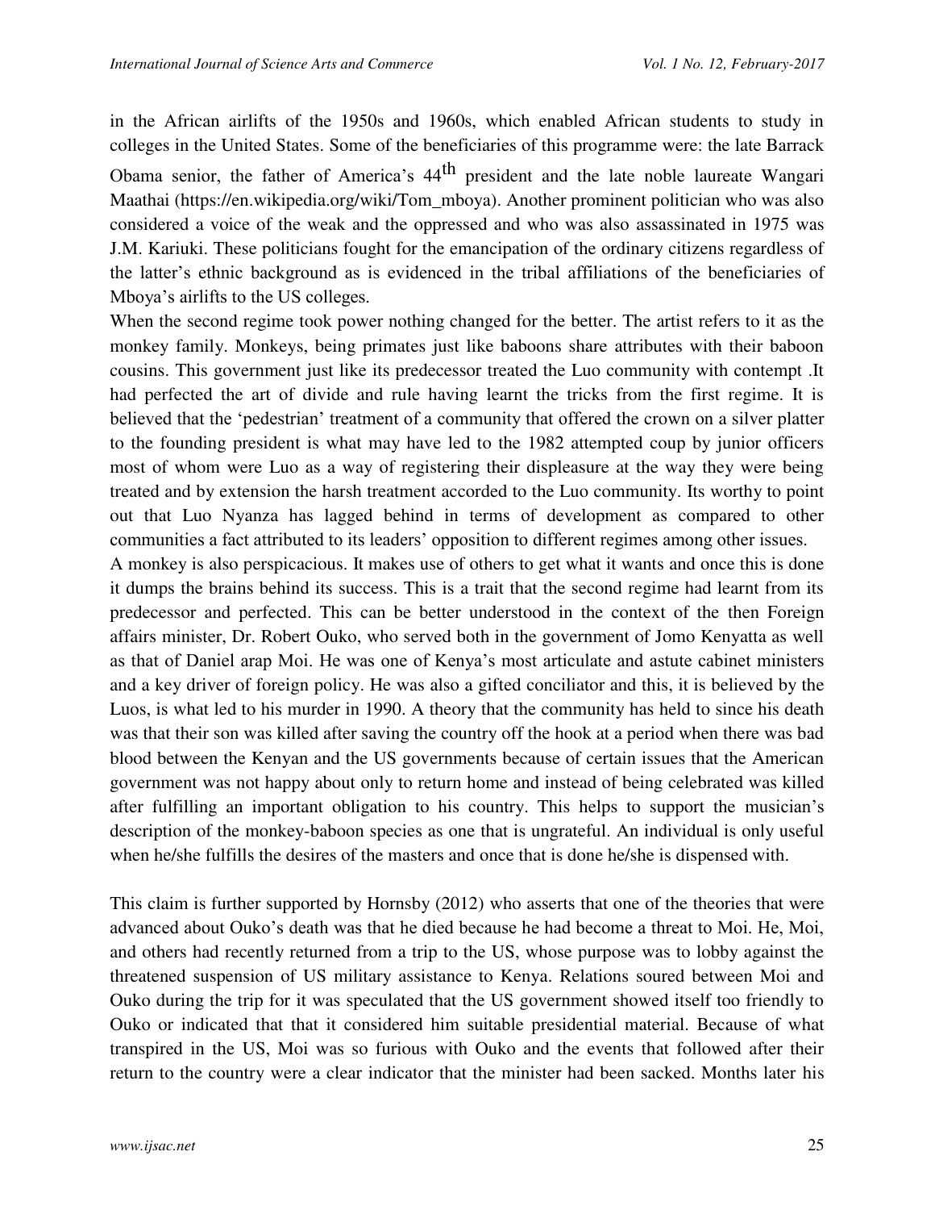in the African airlifts of the 1950s and 1960s, which enabled African students to study in colleges in the United States. Some of the beneficiaries of this programme were: the late Barrack Obama senior, the father of America's 44$^{th}$ president and the late noble laureate Wangari Maathai (https://en.wikipedia.org/wiki/Tom_mboya). Another prominent politician who was also considered a voice of the weak and the oppressed and who was also assassinated in 1975 was J.M. Kariuki. These politicians fought for the emancipation of the ordinary citizens regardless of the latter's ethnic background as is evidenced in the tribal affiliations of the beneficiaries of Mboya's airlifts to the US colleges.

When the second regime took power nothing changed for the better. The artist refers to it as the monkey family. Monkeys, being primates just like baboons share attributes with their baboon cousins. This government just like its predecessor treated the Luo community with contempt .It had perfected the art of divide and rule having learnt the tricks from the first regime. It is believed that the 'pedestrian' treatment of a community that offered the crown on a silver platter to the founding president is what may have led to the 1982 attempted coup by junior officers most of whom were Luo as a way of registering their displeasure at the way they were being treated and by extension the harsh treatment accorded to the Luo community. Its worthy to point out that Luo Nyanza has lagged behind in terms of development as compared to other communities a fact attributed to its leaders' opposition to different regimes among other issues.

A monkey is also perspicacious. It makes use of others to get what it wants and once this is done it dumps the brains behind its success. This is a trait that the second regime had learnt from its predecessor and perfected. This can be better understood in the context of the then Foreign affairs minister, Dr. Robert Ouko, who served both in the government of Jomo Kenyatta as well as that of Daniel arap Moi. He was one of Kenya's most articulate and astute cabinet ministers and a key driver of foreign policy. He was also a gifted conciliator and this, it is believed by the Luos, is what led to his murder in 1990. A theory that the community has held to since his death was that their son was killed after saving the country off the hook at a period when there was bad blood between the Kenyan and the US governments because of certain issues that the American government was not happy about only to return home and instead of being celebrated was killed after fulfilling an important obligation to his country. This helps to support the musician's description of the monkey-baboon species as one that is ungrateful. An individual is only useful when he/she fulfills the desires of the masters and once that is done he/she is dispensed with.

This claim is further supported by Hornsby (2012) who asserts that one of the theories that were advanced about Ouko's death was that he died because he had become a threat to Moi. He, Moi, and others had recently returned from a trip to the US, whose purpose was to lobby against the threatened suspension of US military assistance to Kenya. Relations soured between Moi and Ouko during the trip for it was speculated that the US government showed itself too friendly to Ouko or indicated that that it considered him suitable presidential material. Because of what transpired in the US, Moi was so furious with Ouko and the events that followed after their return to the country were a clear indicator that the minister had been sacked. Months later his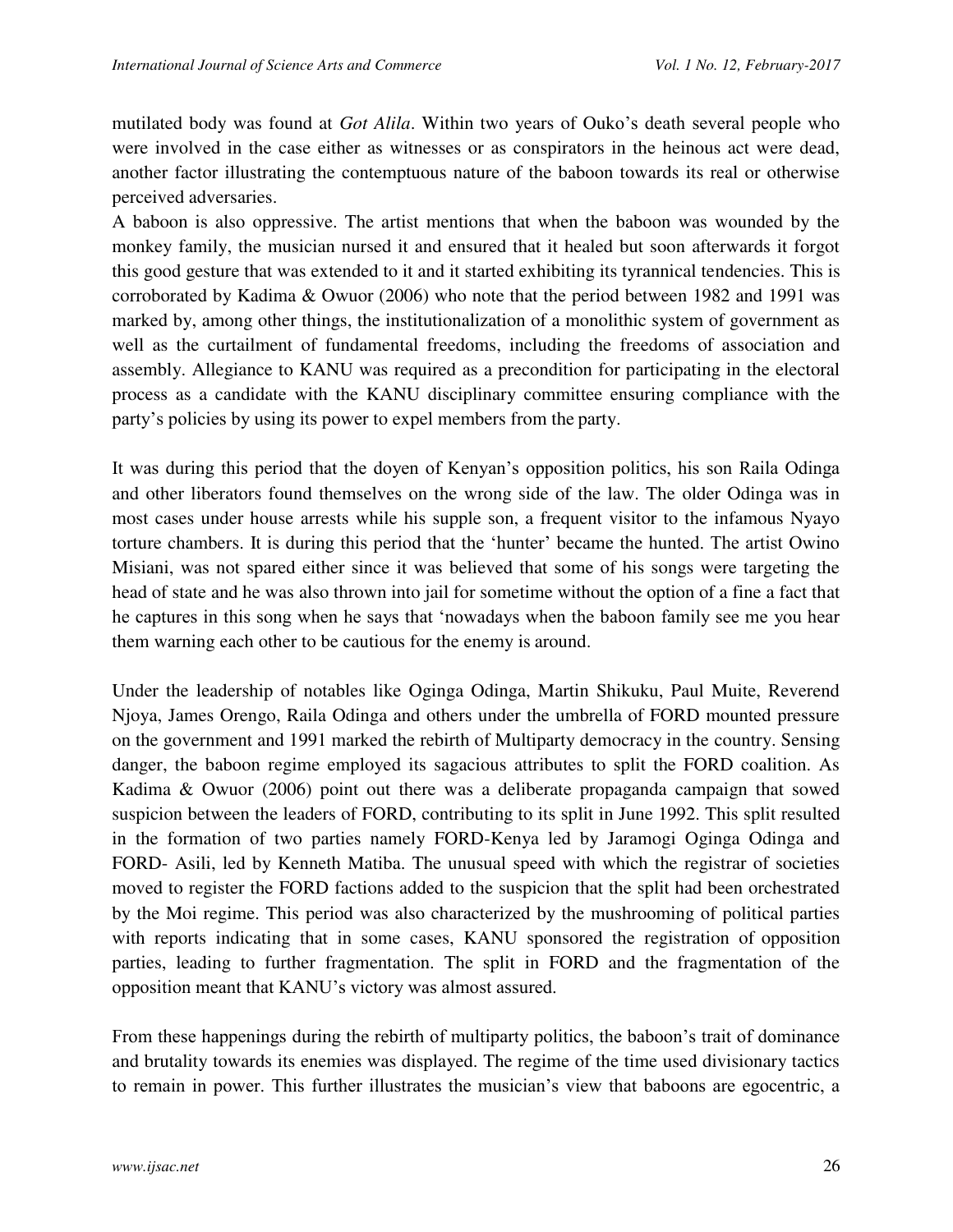mutilated body was found at *Got Alila*. Within two years of Ouko's death several people who were involved in the case either as witnesses or as conspirators in the heinous act were dead, another factor illustrating the contemptuous nature of the baboon towards its real or otherwise perceived adversaries.

A baboon is also oppressive. The artist mentions that when the baboon was wounded by the monkey family, the musician nursed it and ensured that it healed but soon afterwards it forgot this good gesture that was extended to it and it started exhibiting its tyrannical tendencies. This is corroborated by Kadima & Owuor (2006) who note that the period between 1982 and 1991 was marked by, among other things, the institutionalization of a monolithic system of government as well as the curtailment of fundamental freedoms, including the freedoms of association and assembly. Allegiance to KANU was required as a precondition for participating in the electoral process as a candidate with the KANU disciplinary committee ensuring compliance with the party's policies by using its power to expel members from the party.

It was during this period that the doyen of Kenyan's opposition politics, his son Raila Odinga and other liberators found themselves on the wrong side of the law. The older Odinga was in most cases under house arrests while his supple son, a frequent visitor to the infamous Nyayo torture chambers. It is during this period that the 'hunter' became the hunted. The artist Owino Misiani, was not spared either since it was believed that some of his songs were targeting the head of state and he was also thrown into jail for sometime without the option of a fine a fact that he captures in this song when he says that 'nowadays when the baboon family see me you hear them warning each other to be cautious for the enemy is around.

Under the leadership of notables like Oginga Odinga, Martin Shikuku, Paul Muite, Reverend Njoya, James Orengo, Raila Odinga and others under the umbrella of FORD mounted pressure on the government and 1991 marked the rebirth of Multiparty democracy in the country. Sensing danger, the baboon regime employed its sagacious attributes to split the FORD coalition. As Kadima & Owuor (2006) point out there was a deliberate propaganda campaign that sowed suspicion between the leaders of FORD, contributing to its split in June 1992. This split resulted in the formation of two parties namely FORD-Kenya led by Jaramogi Oginga Odinga and FORD- Asili, led by Kenneth Matiba. The unusual speed with which the registrar of societies moved to register the FORD factions added to the suspicion that the split had been orchestrated by the Moi regime. This period was also characterized by the mushrooming of political parties with reports indicating that in some cases, KANU sponsored the registration of opposition parties, leading to further fragmentation. The split in FORD and the fragmentation of the opposition meant that KANU's victory was almost assured.

From these happenings during the rebirth of multiparty politics, the baboon's trait of dominance and brutality towards its enemies was displayed. The regime of the time used divisionary tactics to remain in power. This further illustrates the musician's view that baboons are egocentric, a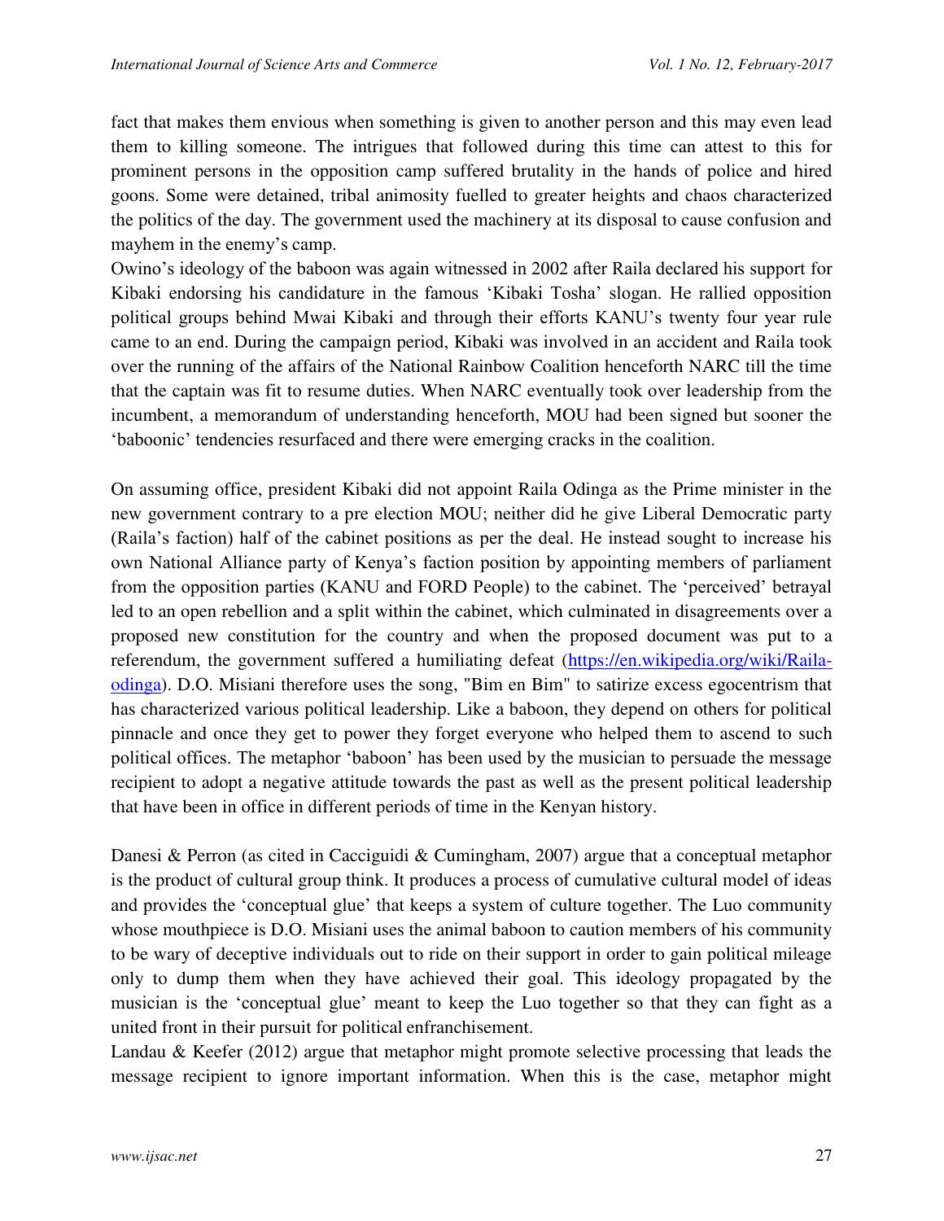fact that makes them envious when something is given to another person and this may even lead them to killing someone. The intrigues that followed during this time can attest to this for prominent persons in the opposition camp suffered brutality in the hands of police and hired goons. Some were detained, tribal animosity fuelled to greater heights and chaos characterized the politics of the day. The government used the machinery at its disposal to cause confusion and mayhem in the enemy's camp.

Owino's ideology of the baboon was again witnessed in 2002 after Raila declared his support for Kibaki endorsing his candidature in the famous 'Kibaki Tosha' slogan. He rallied opposition political groups behind Mwai Kibaki and through their efforts KANU's twenty four year rule came to an end. During the campaign period, Kibaki was involved in an accident and Raila took over the running of the affairs of the National Rainbow Coalition henceforth NARC till the time that the captain was fit to resume duties. When NARC eventually took over leadership from the incumbent, a memorandum of understanding henceforth, MOU had been signed but sooner the 'baboonic' tendencies resurfaced and there were emerging cracks in the coalition.

On assuming office, president Kibaki did not appoint Raila Odinga as the Prime minister in the new government contrary to a pre election MOU; neither did he give Liberal Democratic party (Raila's faction) half of the cabinet positions as per the deal. He instead sought to increase his own National Alliance party of Kenya's faction position by appointing members of parliament from the opposition parties (KANU and FORD People) to the cabinet. The 'perceived' betrayal led to an open rebellion and a split within the cabinet, which culminated in disagreements over a proposed new constitution for the country and when the proposed document was put to a referendum, the government suffered a humiliating defeat (https://en.wikipedia.org/wiki/Raila-odinga). D.O. Misiani therefore uses the song, "Bim en Bim" to satirize excess egocentrism that has characterized various political leadership. Like a baboon, they depend on others for political pinnacle and once they get to power they forget everyone who helped them to ascend to such political offices. The metaphor 'baboon' has been used by the musician to persuade the message recipient to adopt a negative attitude towards the past as well as the present political leadership that have been in office in different periods of time in the Kenyan history.

Danesi & Perron (as cited in Cacciguidi & Cumingham, 2007) argue that a conceptual metaphor is the product of cultural group think. It produces a process of cumulative cultural model of ideas and provides the 'conceptual glue' that keeps a system of culture together. The Luo community whose mouthpiece is D.O. Misiani uses the animal baboon to caution members of his community to be wary of deceptive individuals out to ride on their support in order to gain political mileage only to dump them when they have achieved their goal. This ideology propagated by the musician is the 'conceptual glue' meant to keep the Luo together so that they can fight as a united front in their pursuit for political enfranchisement.

Landau & Keefer (2012) argue that metaphor might promote selective processing that leads the message recipient to ignore important information. When this is the case, metaphor might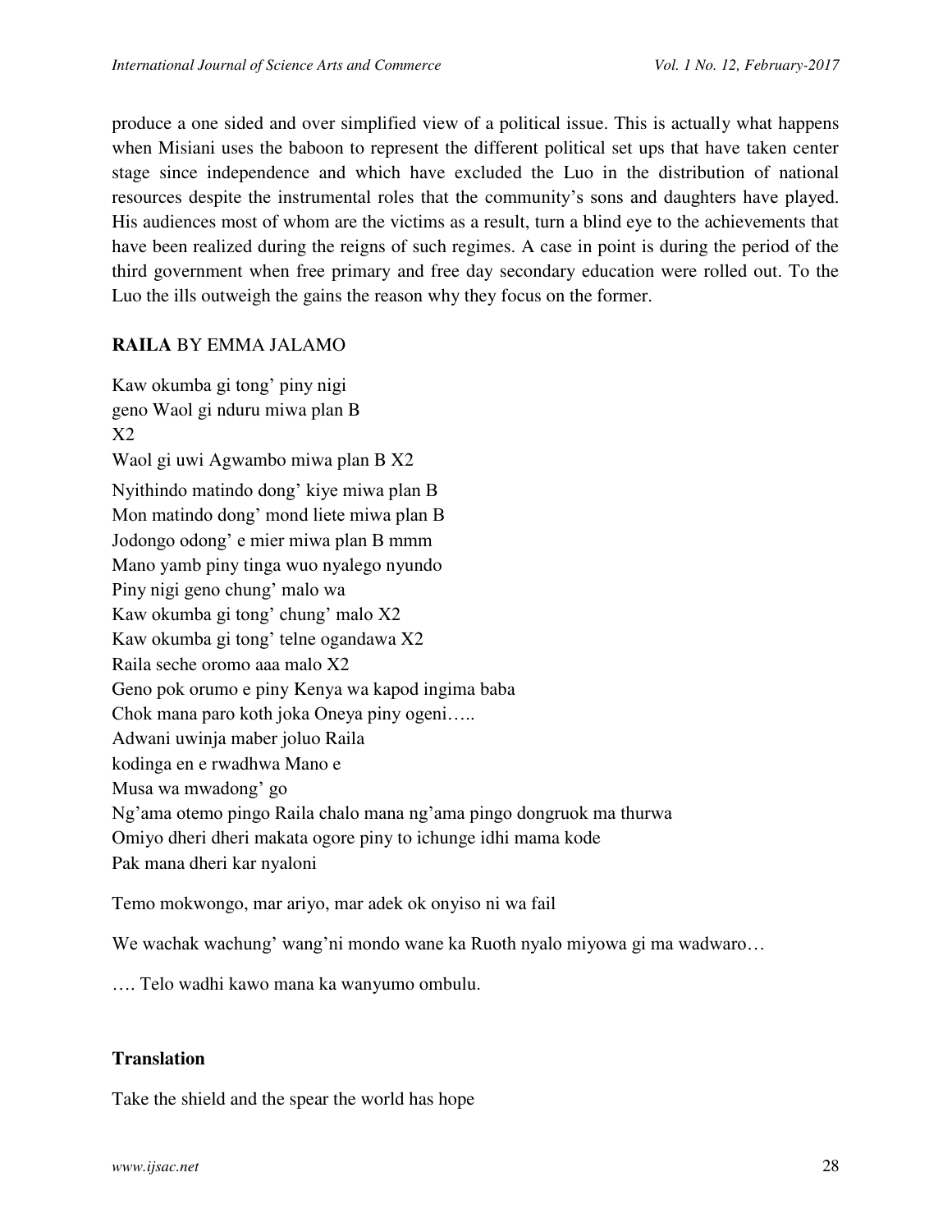produce a one sided and over simplified view of a political issue. This is actually what happens when Misiani uses the baboon to represent the different political set ups that have taken center stage since independence and which have excluded the Luo in the distribution of national resources despite the instrumental roles that the community's sons and daughters have played. His audiences most of whom are the victims as a result, turn a blind eye to the achievements that have been realized during the reigns of such regimes. A case in point is during the period of the third government when free primary and free day secondary education were rolled out. To the Luo the ills outweigh the gains the reason why they focus on the former.

**RAILA** BY EMMA JALAMO

Kaw okumba gi tong' piny nigi
geno Waol gi nduru miwa plan B
X2
Waol gi uwi Agwambo miwa plan B X2
Nyithindo matindo dong' kiye miwa plan B
Mon matindo dong' mond liete miwa plan B
Jodongo odong' e mier miwa plan B mmm
Mano yamb piny tinga wuo nyalego nyundo
Piny nigi geno chung' malo wa
Kaw okumba gi tong' chung' malo X2
Kaw okumba gi tong' telne ogandawa X2
Raila seche oromo aaa malo X2
Geno pok orumo e piny Kenya wa kapod ingima baba
Chok mana paro koth joka Oneya piny ogeni…..
Adwani uwinja maber joluo Raila
kodinga en e rwadhwa Mano e
Musa wa mwadong' go
Ng'ama otemo pingo Raila chalo mana ng'ama pingo dongruok ma thurwa
Omiyo dheri dheri makata ogore piny to ichunge idhi mama kode
Pak mana dheri kar nyaloni

Temo mokwongo, mar ariyo, mar adek ok onyiso ni wa fail

We wachak wachung' wang'ni mondo wane ka Ruoth nyalo miyowa gi ma wadwaro…

…. Telo wadhi kawo mana ka wanyumo ombulu.

**Translation**

Take the shield and the spear the world has hope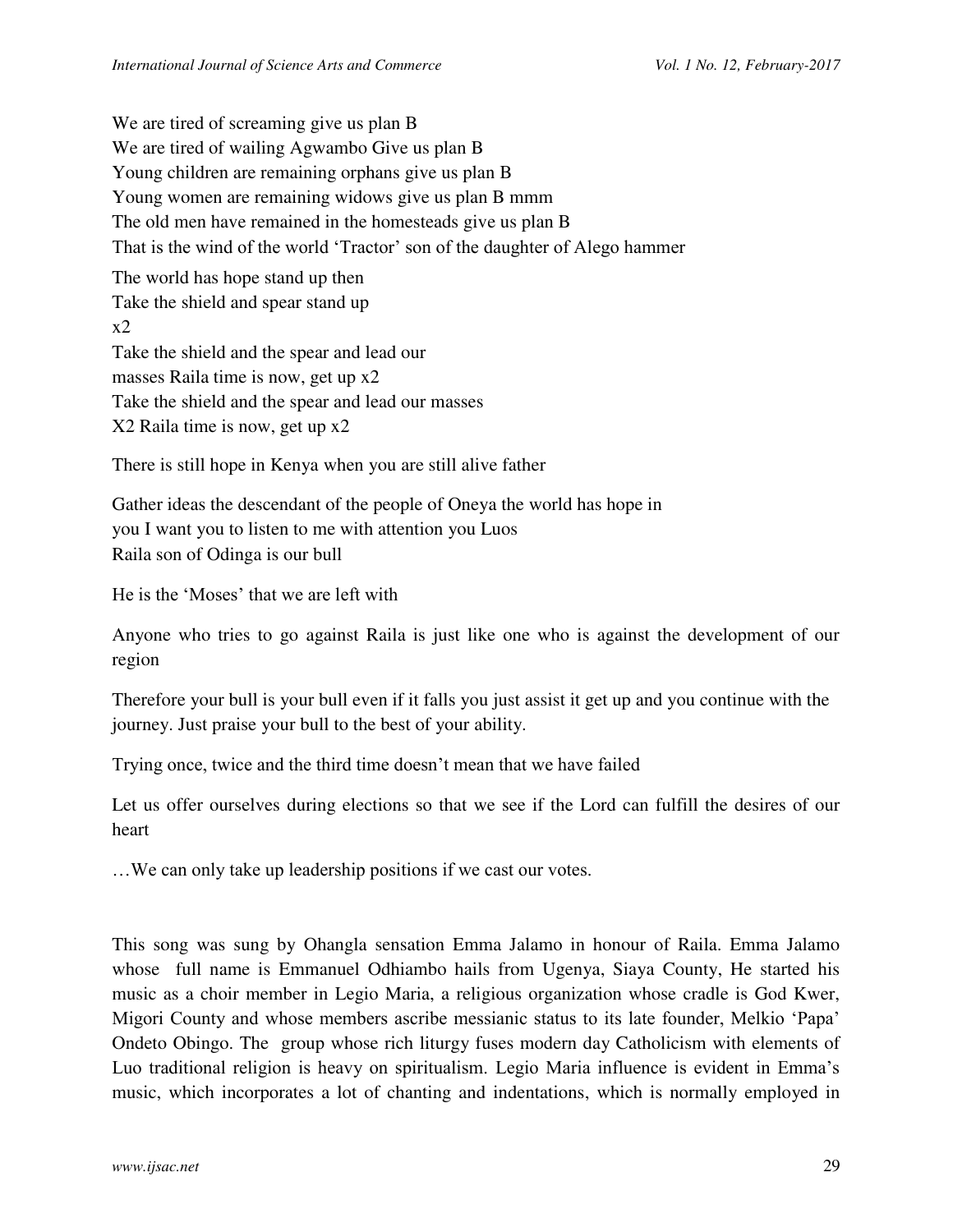We are tired of screaming give us plan B
We are tired of wailing Agwambo Give us plan B
Young children are remaining orphans give us plan B
Young women are remaining widows give us plan B mmm
The old men have remained in the homesteads give us plan B
That is the wind of the world 'Tractor' son of the daughter of Alego hammer

The world has hope stand up then
Take the shield and spear stand up
x2
Take the shield and the spear and lead our
masses Raila time is now, get up x2
Take the shield and the spear and lead our masses
X2 Raila time is now, get up x2

There is still hope in Kenya when you are still alive father

Gather ideas the descendant of the people of Oneya the world has hope in
you I want you to listen to me with attention you Luos
Raila son of Odinga is our bull

He is the 'Moses' that we are left with

Anyone who tries to go against Raila is just like one who is against the development of our region

Therefore your bull is your bull even if it falls you just assist it get up and you continue with the journey. Just praise your bull to the best of your ability.

Trying once, twice and the third time doesn't mean that we have failed

Let us offer ourselves during elections so that we see if the Lord can fulfill the desires of our heart

…We can only take up leadership positions if we cast our votes.

This song was sung by Ohangla sensation Emma Jalamo in honour of Raila. Emma Jalamo whose full name is Emmanuel Odhiambo hails from Ugenya, Siaya County, He started his music as a choir member in Legio Maria, a religious organization whose cradle is God Kwer, Migori County and whose members ascribe messianic status to its late founder, Melkio 'Papa' Ondeto Obingo. The group whose rich liturgy fuses modern day Catholicism with elements of Luo traditional religion is heavy on spiritualism. Legio Maria influence is evident in Emma's music, which incorporates a lot of chanting and indentations, which is normally employed in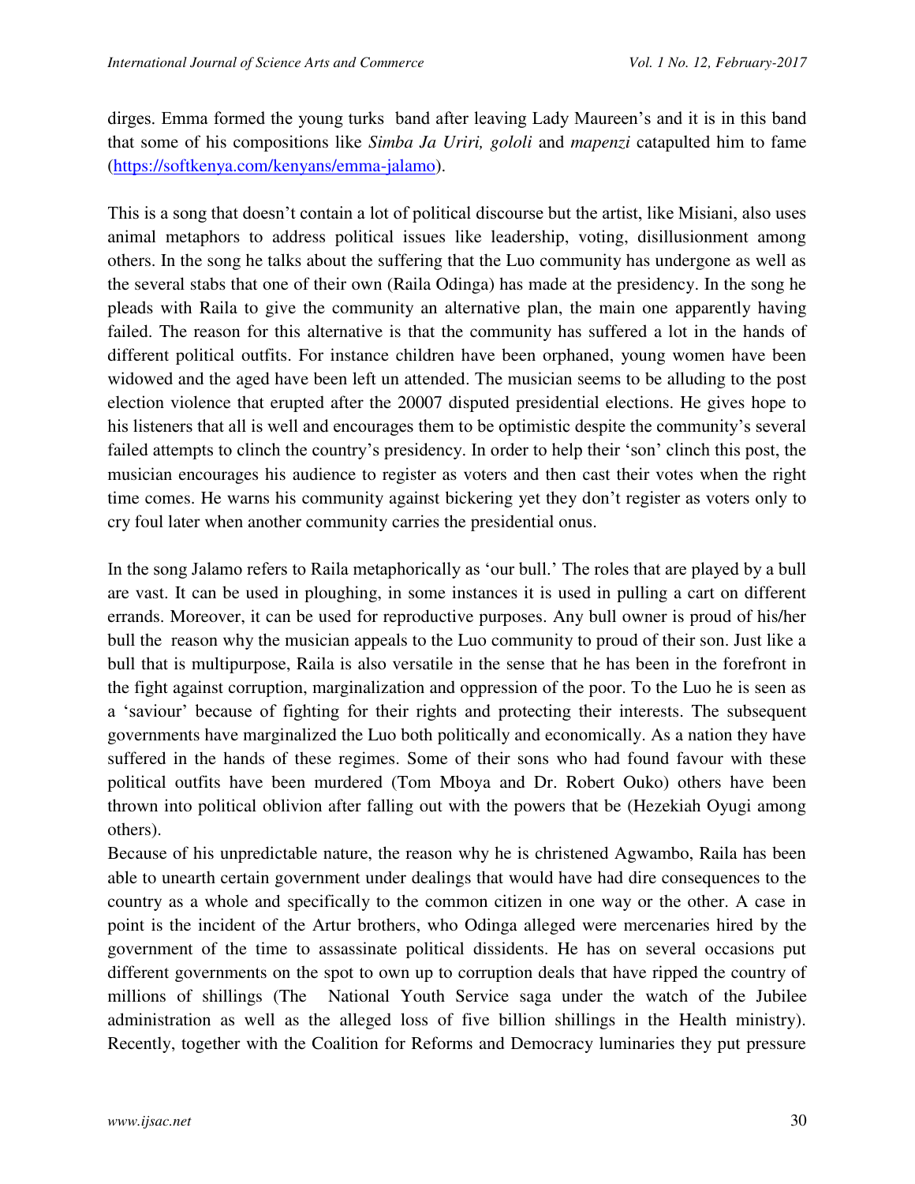dirges. Emma formed the young turks band after leaving Lady Maureen's and it is in this band that some of his compositions like *Simba Ja Uriri, gololi* and *mapenzi* catapulted him to fame (https://softkenya.com/kenyans/emma-jalamo).

This is a song that doesn't contain a lot of political discourse but the artist, like Misiani, also uses animal metaphors to address political issues like leadership, voting, disillusionment among others. In the song he talks about the suffering that the Luo community has undergone as well as the several stabs that one of their own (Raila Odinga) has made at the presidency. In the song he pleads with Raila to give the community an alternative plan, the main one apparently having failed. The reason for this alternative is that the community has suffered a lot in the hands of different political outfits. For instance children have been orphaned, young women have been widowed and the aged have been left un attended. The musician seems to be alluding to the post election violence that erupted after the 20007 disputed presidential elections. He gives hope to his listeners that all is well and encourages them to be optimistic despite the community's several failed attempts to clinch the country's presidency. In order to help their 'son' clinch this post, the musician encourages his audience to register as voters and then cast their votes when the right time comes. He warns his community against bickering yet they don't register as voters only to cry foul later when another community carries the presidential onus.

In the song Jalamo refers to Raila metaphorically as 'our bull.' The roles that are played by a bull are vast. It can be used in ploughing, in some instances it is used in pulling a cart on different errands. Moreover, it can be used for reproductive purposes. Any bull owner is proud of his/her bull the reason why the musician appeals to the Luo community to proud of their son. Just like a bull that is multipurpose, Raila is also versatile in the sense that he has been in the forefront in the fight against corruption, marginalization and oppression of the poor. To the Luo he is seen as a 'saviour' because of fighting for their rights and protecting their interests. The subsequent governments have marginalized the Luo both politically and economically. As a nation they have suffered in the hands of these regimes. Some of their sons who had found favour with these political outfits have been murdered (Tom Mboya and Dr. Robert Ouko) others have been thrown into political oblivion after falling out with the powers that be (Hezekiah Oyugi among others).

Because of his unpredictable nature, the reason why he is christened Agwambo, Raila has been able to unearth certain government under dealings that would have had dire consequences to the country as a whole and specifically to the common citizen in one way or the other. A case in point is the incident of the Artur brothers, who Odinga alleged were mercenaries hired by the government of the time to assassinate political dissidents. He has on several occasions put different governments on the spot to own up to corruption deals that have ripped the country of millions of shillings (The National Youth Service saga under the watch of the Jubilee administration as well as the alleged loss of five billion shillings in the Health ministry). Recently, together with the Coalition for Reforms and Democracy luminaries they put pressure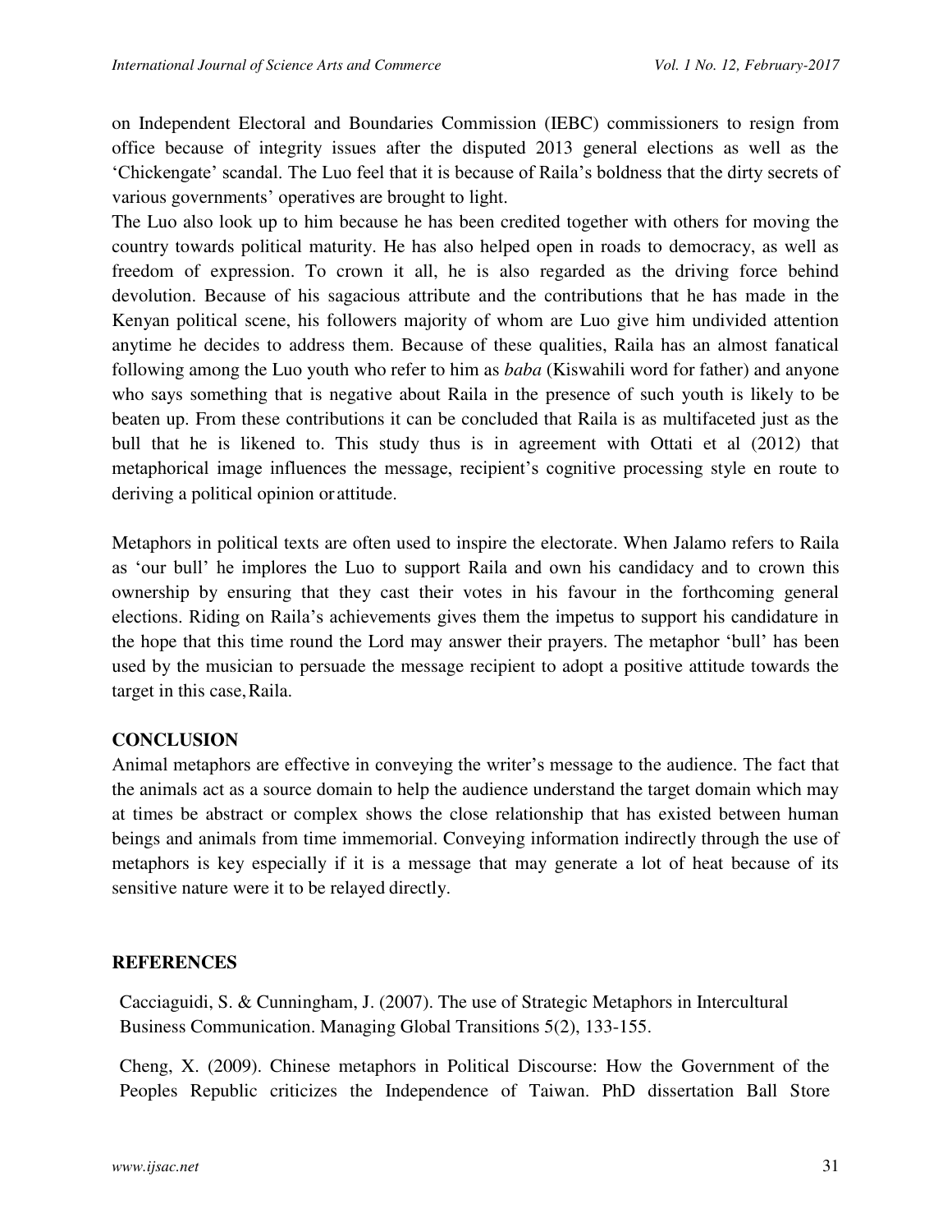on Independent Electoral and Boundaries Commission (IEBC) commissioners to resign from office because of integrity issues after the disputed 2013 general elections as well as the 'Chickengate' scandal. The Luo feel that it is because of Raila's boldness that the dirty secrets of various governments' operatives are brought to light.

The Luo also look up to him because he has been credited together with others for moving the country towards political maturity. He has also helped open in roads to democracy, as well as freedom of expression. To crown it all, he is also regarded as the driving force behind devolution. Because of his sagacious attribute and the contributions that he has made in the Kenyan political scene, his followers majority of whom are Luo give him undivided attention anytime he decides to address them. Because of these qualities, Raila has an almost fanatical following among the Luo youth who refer to him as *baba* (Kiswahili word for father) and anyone who says something that is negative about Raila in the presence of such youth is likely to be beaten up. From these contributions it can be concluded that Raila is as multifaceted just as the bull that he is likened to. This study thus is in agreement with Ottati et al (2012) that metaphorical image influences the message, recipient's cognitive processing style en route to deriving a political opinion or attitude.

Metaphors in political texts are often used to inspire the electorate. When Jalamo refers to Raila as 'our bull' he implores the Luo to support Raila and own his candidacy and to crown this ownership by ensuring that they cast their votes in his favour in the forthcoming general elections. Riding on Raila's achievements gives them the impetus to support his candidature in the hope that this time round the Lord may answer their prayers. The metaphor 'bull' has been used by the musician to persuade the message recipient to adopt a positive attitude towards the target in this case, Raila.

## CONCLUSION

Animal metaphors are effective in conveying the writer's message to the audience. The fact that the animals act as a source domain to help the audience understand the target domain which may at times be abstract or complex shows the close relationship that has existed between human beings and animals from time immemorial. Conveying information indirectly through the use of metaphors is key especially if it is a message that may generate a lot of heat because of its sensitive nature were it to be relayed directly.

## REFERENCES

Cacciaguidi, S. & Cunningham, J. (2007). The use of Strategic Metaphors in Intercultural Business Communication. Managing Global Transitions 5(2), 133-155.

Cheng, X. (2009). Chinese metaphors in Political Discourse: How the Government of the Peoples Republic criticizes the Independence of Taiwan. PhD dissertation Ball Store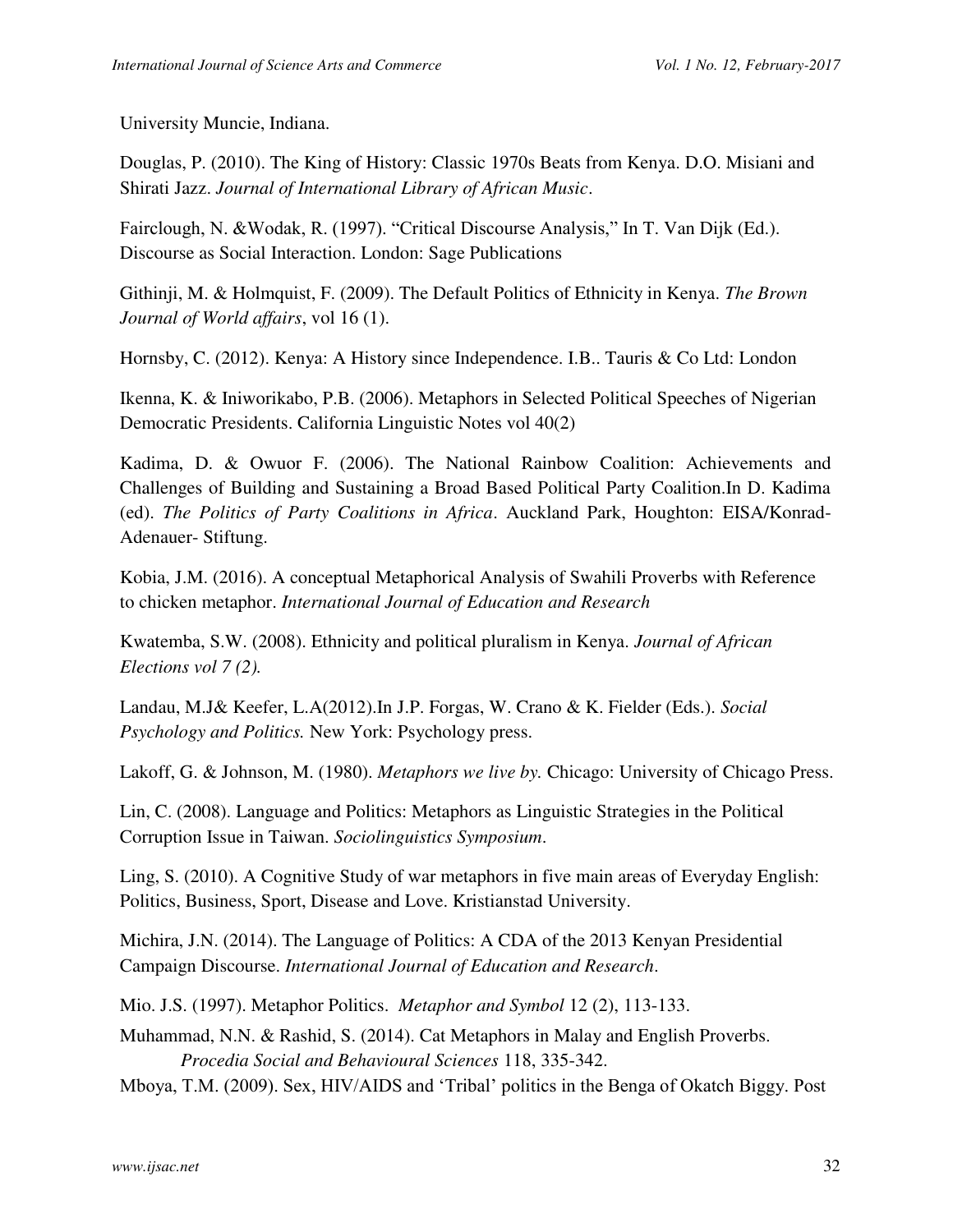University Muncie, Indiana.

Douglas, P. (2010). The King of History: Classic 1970s Beats from Kenya. D.O. Misiani and Shirati Jazz. *Journal of International Library of African Music*.

Fairclough, N. &Wodak, R. (1997). "Critical Discourse Analysis," In T. Van Dijk (Ed.). Discourse as Social Interaction. London: Sage Publications

Githinji, M. & Holmquist, F. (2009). The Default Politics of Ethnicity in Kenya. *The Brown Journal of World affairs*, vol 16 (1).

Hornsby, C. (2012). Kenya: A History since Independence. I.B.. Tauris & Co Ltd: London

Ikenna, K. & Iniworikabo, P.B. (2006). Metaphors in Selected Political Speeches of Nigerian Democratic Presidents. California Linguistic Notes vol 40(2)

Kadima, D. & Owuor F. (2006). The National Rainbow Coalition: Achievements and Challenges of Building and Sustaining a Broad Based Political Party Coalition.In D. Kadima (ed). *The Politics of Party Coalitions in Africa*. Auckland Park, Houghton: EISA/Konrad-Adenauer- Stiftung.

Kobia, J.M. (2016). A conceptual Metaphorical Analysis of Swahili Proverbs with Reference to chicken metaphor. *International Journal of Education and Research*

Kwatemba, S.W. (2008). Ethnicity and political pluralism in Kenya. *Journal of African Elections vol 7 (2).*

Landau, M.J& Keefer, L.A(2012).In J.P. Forgas, W. Crano & K. Fielder (Eds.). *Social Psychology and Politics.* New York: Psychology press.

Lakoff, G. & Johnson, M. (1980). *Metaphors we live by.* Chicago: University of Chicago Press.

Lin, C. (2008). Language and Politics: Metaphors as Linguistic Strategies in the Political Corruption Issue in Taiwan. *Sociolinguistics Symposium*.

Ling, S. (2010). A Cognitive Study of war metaphors in five main areas of Everyday English: Politics, Business, Sport, Disease and Love. Kristianstad University.

Michira, J.N. (2014). The Language of Politics: A CDA of the 2013 Kenyan Presidential Campaign Discourse. *International Journal of Education and Research*.

Mio. J.S. (1997). Metaphor Politics. *Metaphor and Symbol* 12 (2), 113-133.

Muhammad, N.N. & Rashid, S. (2014). Cat Metaphors in Malay and English Proverbs. *Procedia Social and Behavioural Sciences* 118, 335-342.

Mboya, T.M. (2009). Sex, HIV/AIDS and 'Tribal' politics in the Benga of Okatch Biggy. Post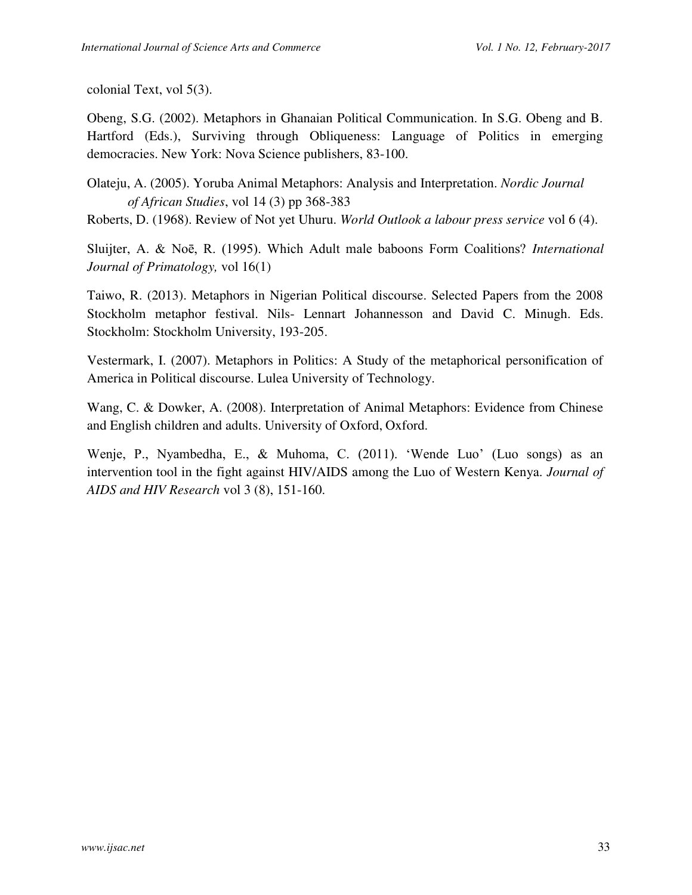colonial Text, vol 5(3).

Obeng, S.G. (2002). Metaphors in Ghanaian Political Communication. In S.G. Obeng and B. Hartford (Eds.), Surviving through Obliqueness: Language of Politics in emerging democracies. New York: Nova Science publishers, 83-100.

Olateju, A. (2005). Yoruba Animal Metaphors: Analysis and Interpretation. *Nordic Journal of African Studies*, vol 14 (3) pp 368-383

Roberts, D. (1968). Review of Not yet Uhuru. *World Outlook a labour press service* vol 6 (4).

Sluijter, A. & Noē, R. (1995). Which Adult male baboons Form Coalitions? *International Journal of Primatology,* vol 16(1)

Taiwo, R. (2013). Metaphors in Nigerian Political discourse. Selected Papers from the 2008 Stockholm metaphor festival. Nils- Lennart Johannesson and David C. Minugh. Eds. Stockholm: Stockholm University, 193-205.

Vestermark, I. (2007). Metaphors in Politics: A Study of the metaphorical personification of America in Political discourse. Lulea University of Technology.

Wang, C. & Dowker, A. (2008). Interpretation of Animal Metaphors: Evidence from Chinese and English children and adults. University of Oxford, Oxford.

Wenje, P., Nyambedha, E., & Muhoma, C. (2011). 'Wende Luo' (Luo songs) as an intervention tool in the fight against HIV/AIDS among the Luo of Western Kenya. *Journal of AIDS and HIV Research* vol 3 (8), 151-160.